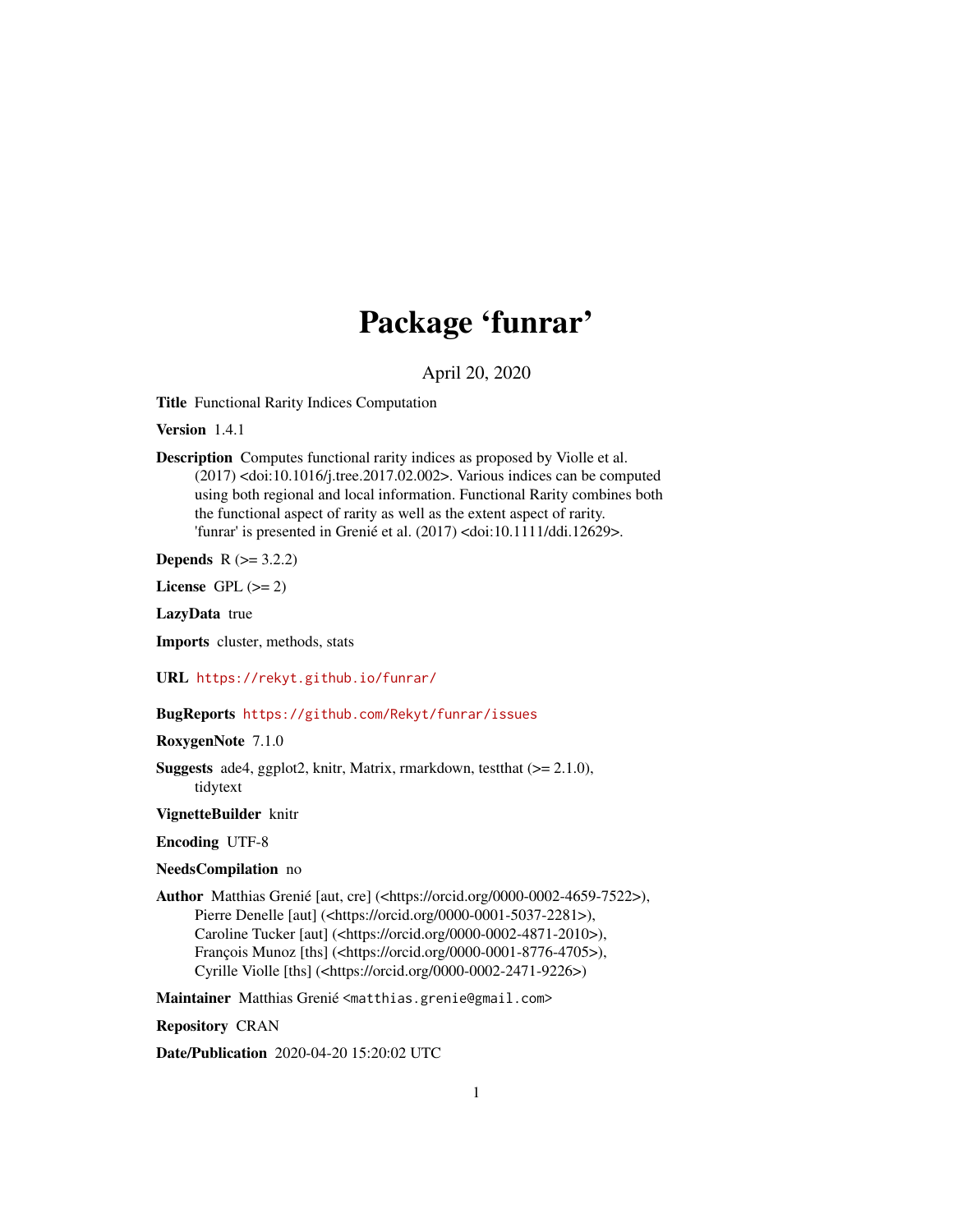# Package 'funrar'

April 20, 2020

**Title** Functional Rarity Indices Computation

**Version** 1.4.1

**Description** Computes functional rarity indices as proposed by Violle et al. (2017) <doi:10.1016/j.tree.2017.02.002>. Various indices can be computed using both regional and local information. Functional Rarity combines both the functional aspect of rarity as well as the extent aspect of rarity. 'funrar' is presented in Grenié et al. (2017) <doi:10.1111/ddi.12629>.

**Depends** R (>= 3.2.2)

**License** GPL (>= 2)

**LazyData** true

**Imports** cluster, methods, stats

**URL** https://rekyt.github.io/funrar/

**BugReports** https://github.com/Rekyt/funrar/issues

**RoxygenNote** 7.1.0

**Suggests** ade4, ggplot2, knitr, Matrix, rmarkdown, testthat (>= 2.1.0), tidytext

**VignetteBuilder** knitr

**Encoding** UTF-8

**NeedsCompilation** no

**Author** Matthias Grenié [aut, cre] (<https://orcid.org/0000-0002-4659-7522>), Pierre Denelle [aut] (<https://orcid.org/0000-0001-5037-2281>), Caroline Tucker [aut] (<https://orcid.org/0000-0002-4871-2010>), François Munoz [ths] (<https://orcid.org/0000-0001-8776-4705>), Cyrille Violle [ths] (<https://orcid.org/0000-0002-2471-9226>)

**Maintainer** Matthias Grenié <matthias.grenie@gmail.com>

**Repository** CRAN

**Date/Publication** 2020-04-20 15:20:02 UTC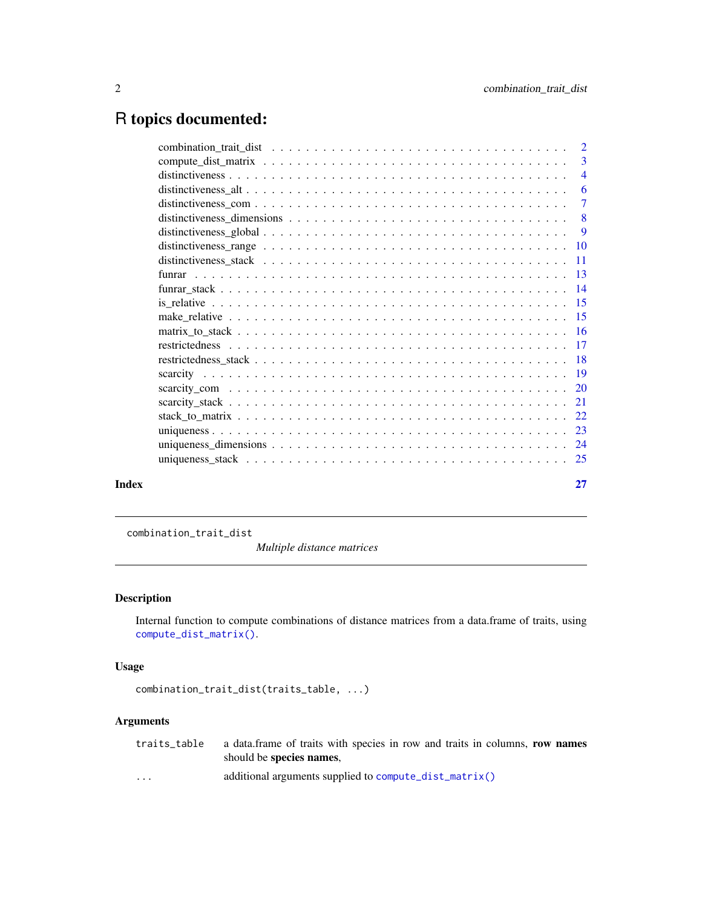# R topics documented:

| | |
|---|---|
| combination_trait_dist | 2 |
| compute_dist_matrix | 3 |
| distinctiveness | 4 |
| distinctiveness_alt | 6 |
| distinctiveness_com | 7 |
| distinctiveness_dimensions | 8 |
| distinctiveness_global | 9 |
| distinctiveness_range | 10 |
| distinctiveness_stack | 11 |
| funrar | 13 |
| funrar_stack | 14 |
| is_relative | 15 |
| make_relative | 15 |
| matrix_to_stack | 16 |
| restrictedness | 17 |
| restrictedness_stack | 18 |
| scarcity | 19 |
| scarcity_com | 20 |
| scarcity_stack | 21 |
| stack_to_matrix | 22 |
| uniqueness | 23 |
| uniqueness_dimensions | 24 |
| uniqueness_stack | 25 |
| **Index** | **27** |

---

`combination_trait_dist` *Multiple distance matrices*

---

## Description

Internal function to compute combinations of distance matrices from a data.frame of traits, using `compute_dist_matrix()`.

## Usage

```
combination_trait_dist(traits_table, ...)
```

## Arguments

| | |
|---|---|
| `traits_table` | a data.frame of traits with species in row and traits in columns, **row names** should be **species names**, |
| `...` | additional arguments supplied to `compute_dist_matrix()` |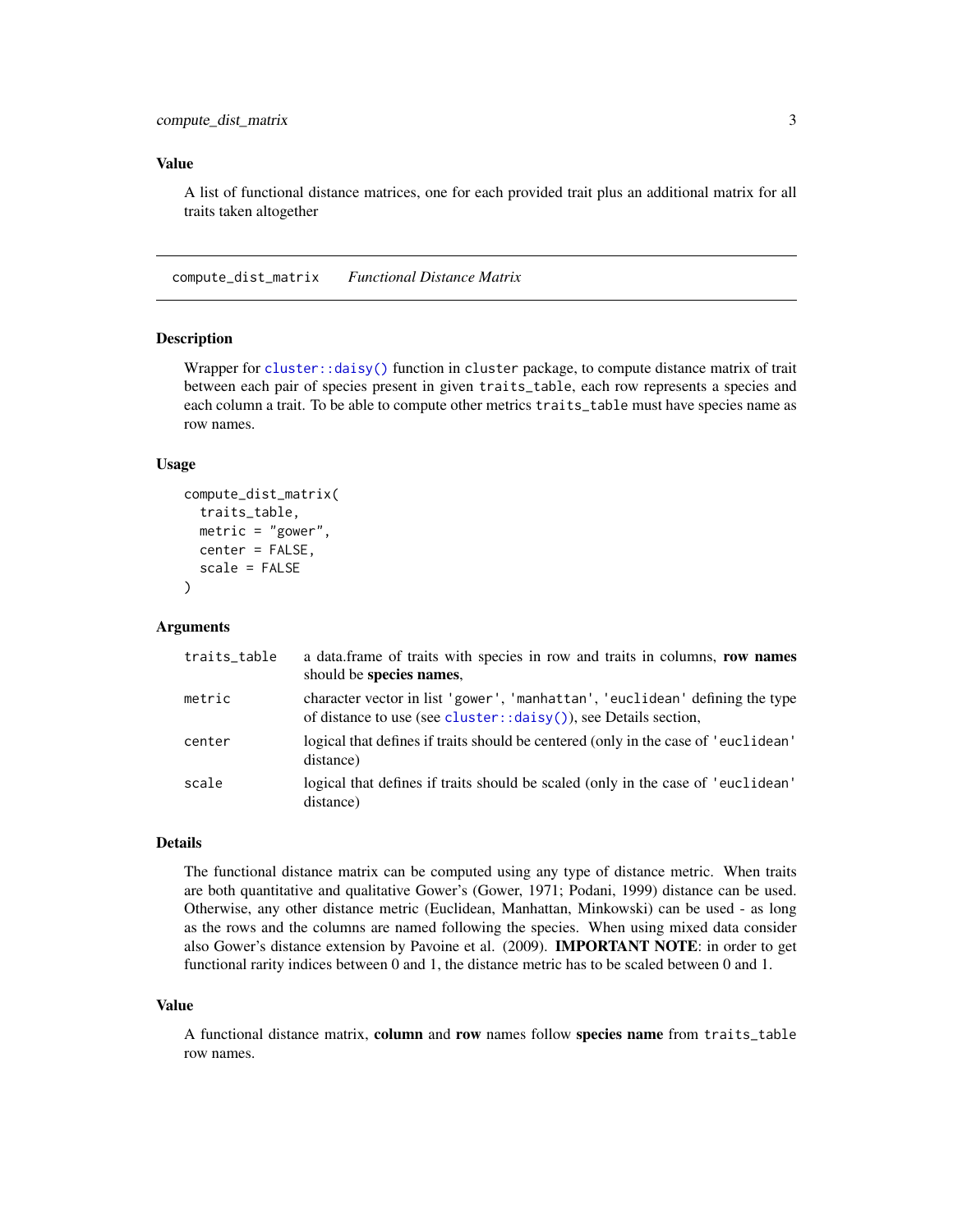## Value

A list of functional distance matrices, one for each provided trait plus an additional matrix for all traits taken altogether

---

## compute_dist_matrix    *Functional Distance Matrix*

### Description

Wrapper for `cluster::daisy()` function in `cluster` package, to compute distance matrix of trait between each pair of species present in given `traits_table`, each row represents a species and each column a trait. To be able to compute other metrics `traits_table` must have species name as row names.

### Usage

```
compute_dist_matrix(
  traits_table,
  metric = "gower",
  center = FALSE,
  scale = FALSE
)
```

### Arguments

| | |
|---|---|
| `traits_table` | a data.frame of traits with species in row and traits in columns, **row names** should be **species names**, |
| `metric` | character vector in list `'gower'`, `'manhattan'`, `'euclidean'` defining the type of distance to use (see `cluster::daisy()`), see Details section, |
| `center` | logical that defines if traits should be centered (only in the case of `'euclidean'` distance) |
| `scale` | logical that defines if traits should be scaled (only in the case of `'euclidean'` distance) |

### Details

The functional distance matrix can be computed using any type of distance metric. When traits are both quantitative and qualitative Gower's (Gower, 1971; Podani, 1999) distance can be used. Otherwise, any other distance metric (Euclidean, Manhattan, Minkowski) can be used - as long as the rows and the columns are named following the species. When using mixed data consider also Gower's distance extension by Pavoine et al. (2009). **IMPORTANT NOTE**: in order to get functional rarity indices between 0 and 1, the distance metric has to be scaled between 0 and 1.

### Value

A functional distance matrix, **column** and **row** names follow **species name** from `traits_table` row names.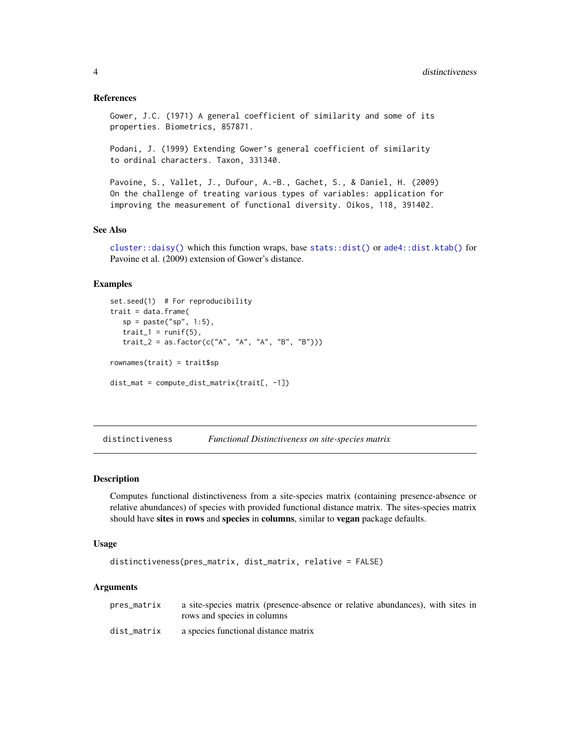### References

```
Gower, J.C. (1971) A general coefficient of similarity and some of its
properties. Biometrics, 857871.

Podani, J. (1999) Extending Gower's general coefficient of similarity
to ordinal characters. Taxon, 331340.

Pavoine, S., Vallet, J., Dufour, A.-B., Gachet, S., & Daniel, H. (2009)
On the challenge of treating various types of variables: application for
improving the measurement of functional diversity. Oikos, 118, 391402.
```

### See Also

`cluster::daisy()` which this function wraps, base `stats::dist()` or `ade4::dist.ktab()` for Pavoine et al. (2009) extension of Gower's distance.

### Examples

```
set.seed(1)  # For reproducibility
trait = data.frame(
   sp = paste("sp", 1:5),
   trait_1 = runif(5),
   trait_2 = as.factor(c("A", "A", "A", "B", "B")))

rownames(trait) = trait$sp

dist_mat = compute_dist_matrix(trait[, -1])
```

---

## distinctiveness — *Functional Distinctiveness on site-species matrix*

### Description

Computes functional distinctiveness from a site-species matrix (containing presence-absence or relative abundances) of species with provided functional distance matrix. The sites-species matrix should have **sites** in **rows** and **species** in **columns**, similar to **vegan** package defaults.

### Usage

```
distinctiveness(pres_matrix, dist_matrix, relative = FALSE)
```

### Arguments

| | |
|---|---|
| `pres_matrix` | a site-species matrix (presence-absence or relative abundances), with sites in rows and species in columns |
| `dist_matrix` | a species functional distance matrix |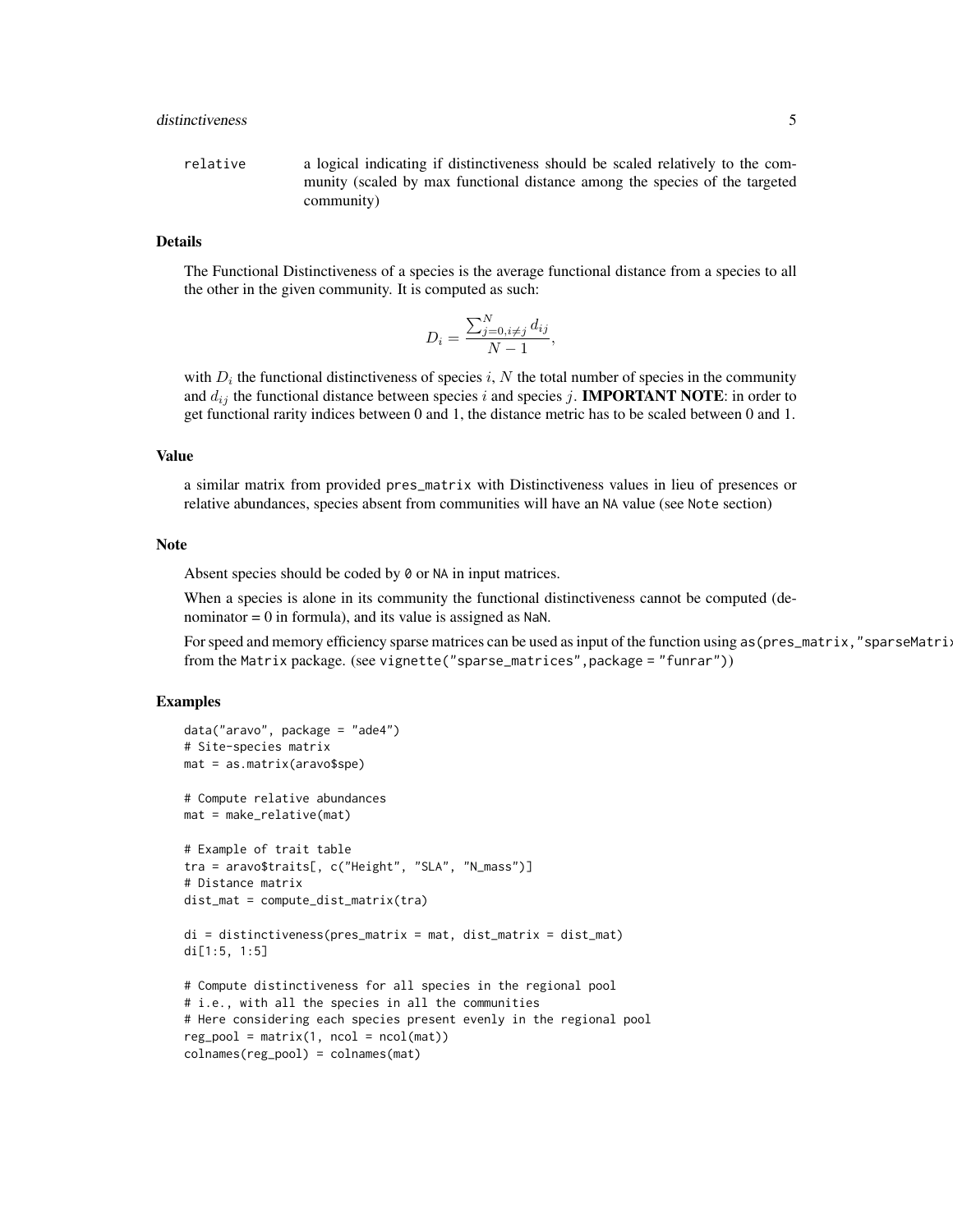relative a logical indicating if distinctiveness should be scaled relatively to the community (scaled by max functional distance among the species of the targeted community)

## Details

The Functional Distinctiveness of a species is the average functional distance from a species to all the other in the given community. It is computed as such:

$$D_i = \frac{\sum_{j=0, i \neq j}^{N} d_{ij}}{N - 1},$$

with $D_i$ the functional distinctiveness of species $i$, $N$ the total number of species in the community and $d_{ij}$ the functional distance between species $i$ and species $j$. **IMPORTANT NOTE**: in order to get functional rarity indices between 0 and 1, the distance metric has to be scaled between 0 and 1.

## Value

a similar matrix from provided `pres_matrix` with Distinctiveness values in lieu of presences or relative abundances, species absent from communities will have an `NA` value (see `Note` section)

## Note

Absent species should be coded by `0` or `NA` in input matrices.

When a species is alone in its community the functional distinctiveness cannot be computed (denominator = 0 in formula), and its value is assigned as `NaN`.

For speed and memory efficiency sparse matrices can be used as input of the function using `as(pres_matrix,"sparseMatrix")` from the `Matrix` package. (see `vignette("sparse_matrices",package = "funrar")`)

## Examples

```
data("aravo", package = "ade4")
# Site-species matrix
mat = as.matrix(aravo$spe)

# Compute relative abundances
mat = make_relative(mat)

# Example of trait table
tra = aravo$traits[, c("Height", "SLA", "N_mass")]
# Distance matrix
dist_mat = compute_dist_matrix(tra)

di = distinctiveness(pres_matrix = mat, dist_matrix = dist_mat)
di[1:5, 1:5]

# Compute distinctiveness for all species in the regional pool
# i.e., with all the species in all the communities
# Here considering each species present evenly in the regional pool
reg_pool = matrix(1, ncol = ncol(mat))
colnames(reg_pool) = colnames(mat)
```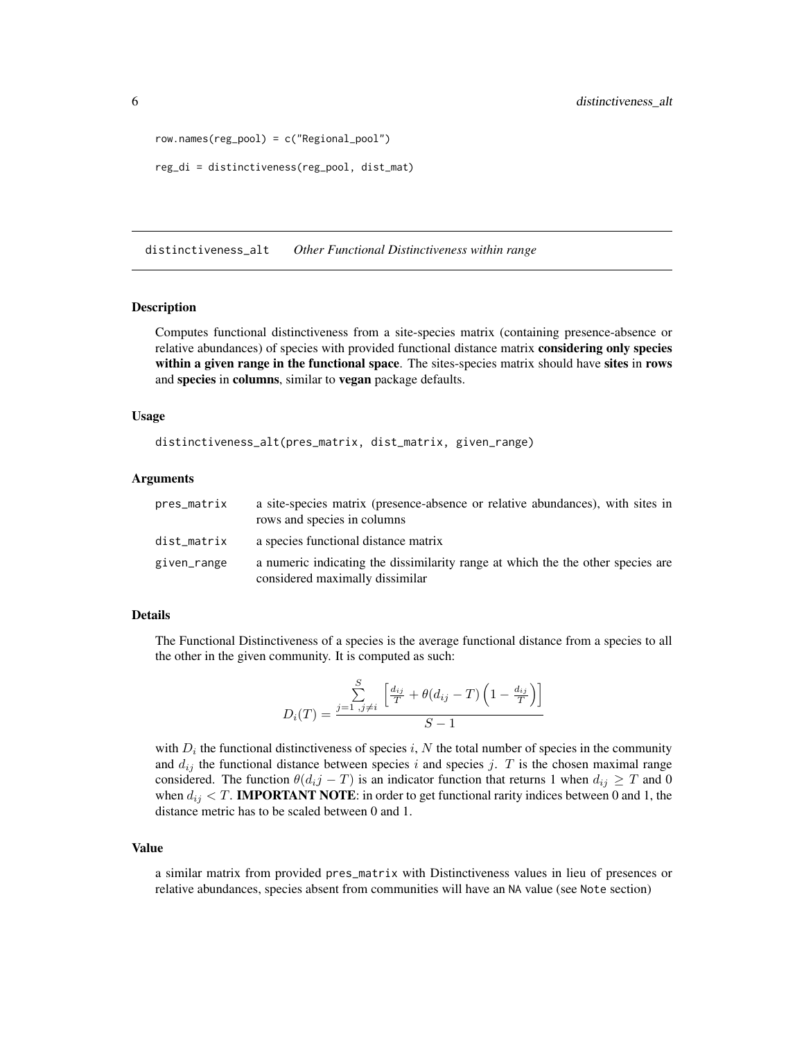```
row.names(reg_pool) = c("Regional_pool")

reg_di = distinctiveness(reg_pool, dist_mat)
```

---

## distinctiveness_alt — *Other Functional Distinctiveness within range*

### Description

Computes functional distinctiveness from a site-species matrix (containing presence-absence or relative abundances) of species with provided functional distance matrix **considering only species within a given range in the functional space**. The sites-species matrix should have **sites** in **rows** and **species** in **columns**, similar to **vegan** package defaults.

### Usage

```
distinctiveness_alt(pres_matrix, dist_matrix, given_range)
```

### Arguments

| | |
|---|---|
| `pres_matrix` | a site-species matrix (presence-absence or relative abundances), with sites in rows and species in columns |
| `dist_matrix` | a species functional distance matrix |
| `given_range` | a numeric indicating the dissimilarity range at which the the other species are considered maximally dissimilar |

### Details

The Functional Distinctiveness of a species is the average functional distance from a species to all the other in the given community. It is computed as such:

$$D_i(T) = \frac{\sum\limits_{j=1\ ,j\neq i}^{S} \left[ \frac{d_{ij}}{T} + \theta(d_{ij} - T)\left(1 - \frac{d_{ij}}{T}\right) \right]}{S - 1}$$

with $D_i$ the functional distinctiveness of species $i$, $N$ the total number of species in the community and $d_{ij}$ the functional distance between species $i$ and species $j$. $T$ is the chosen maximal range considered. The function $\theta(d_ij - T)$ is an indicator function that returns 1 when $d_{ij} \geq T$ and 0 when $d_{ij} < T$. **IMPORTANT NOTE**: in order to get functional rarity indices between 0 and 1, the distance metric has to be scaled between 0 and 1.

### Value

a similar matrix from provided `pres_matrix` with Distinctiveness values in lieu of presences or relative abundances, species absent from communities will have an `NA` value (see `Note` section)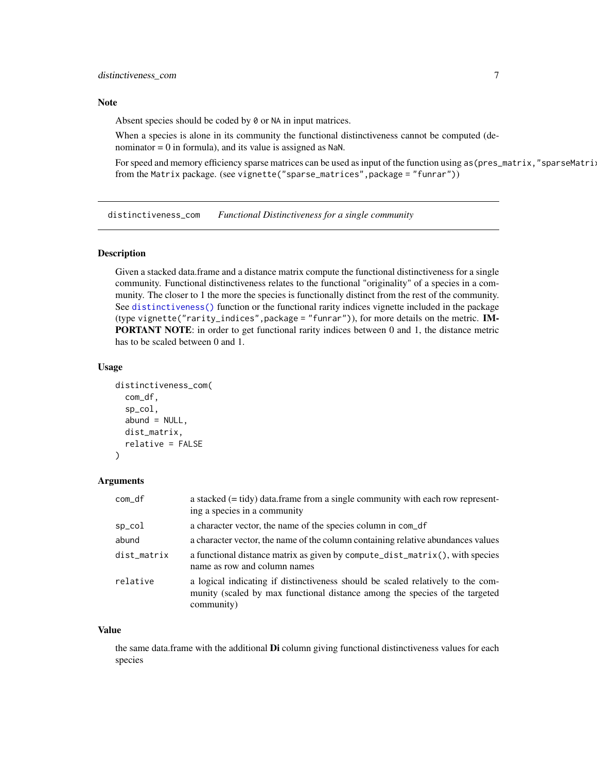### Note

Absent species should be coded by `0` or `NA` in input matrices.

When a species is alone in its community the functional distinctiveness cannot be computed (denominator = 0 in formula), and its value is assigned as `NaN`.

For speed and memory efficiency sparse matrices can be used as input of the function using `as(pres_matrix,"sparseMatrix")` from the `Matrix` package. (see `vignette("sparse_matrices",package = "funrar")`)

---

## distinctiveness_com — *Functional Distinctiveness for a single community*

### Description

Given a stacked data.frame and a distance matrix compute the functional distinctiveness for a single community. Functional distinctiveness relates to the functional "originality" of a species in a community. The closer to 1 the more the species is functionally distinct from the rest of the community. See `distinctiveness()` function or the functional rarity indices vignette included in the package (type `vignette("rarity_indices",package = "funrar")`), for more details on the metric. **IMPORTANT NOTE**: in order to get functional rarity indices between 0 and 1, the distance metric has to be scaled between 0 and 1.

### Usage

```
distinctiveness_com(
  com_df,
  sp_col,
  abund = NULL,
  dist_matrix,
  relative = FALSE
)
```

### Arguments

| | |
|---|---|
| `com_df` | a stacked (= tidy) data.frame from a single community with each row representing a species in a community |
| `sp_col` | a character vector, the name of the species column in `com_df` |
| `abund` | a character vector, the name of the column containing relative abundances values |
| `dist_matrix` | a functional distance matrix as given by `compute_dist_matrix()`, with species name as row and column names |
| `relative` | a logical indicating if distinctiveness should be scaled relatively to the community (scaled by max functional distance among the species of the targeted community) |

### Value

the same data.frame with the additional **Di** column giving functional distinctiveness values for each species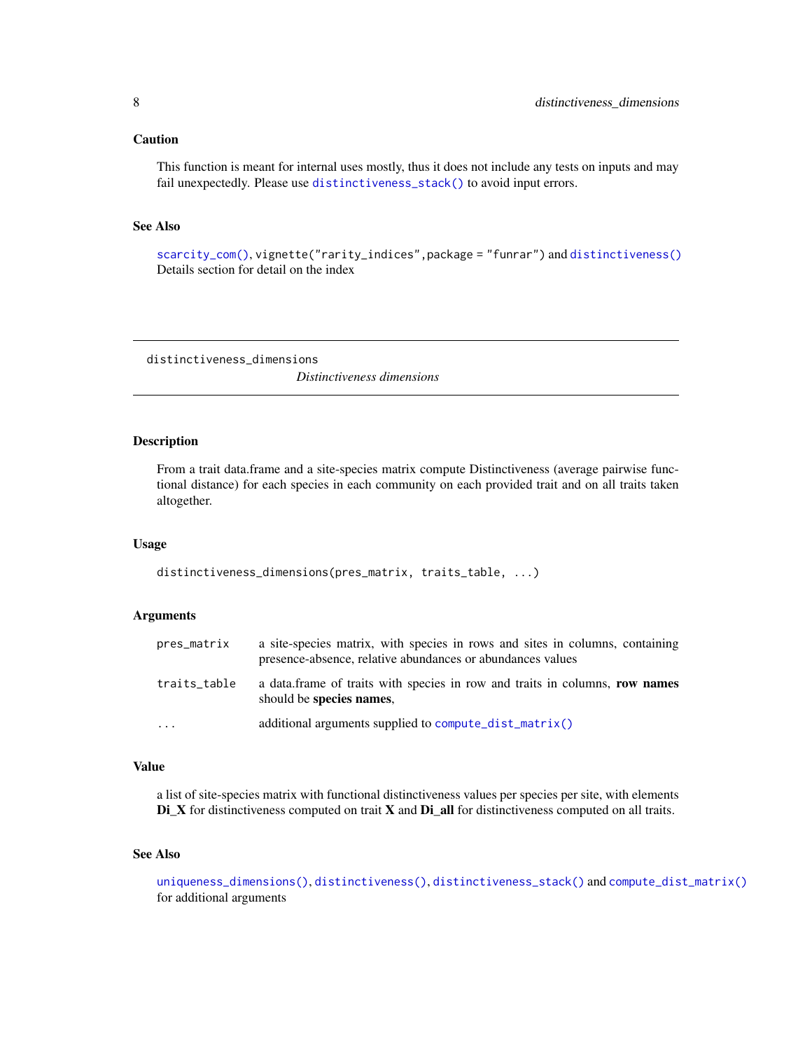### Caution

This function is meant for internal uses mostly, thus it does not include any tests on inputs and may fail unexpectedly. Please use `distinctiveness_stack()` to avoid input errors.

### See Also

`scarcity_com()`, `vignette("rarity_indices",package = "funrar")` and `distinctiveness()` Details section for detail on the index

---

`distinctiveness_dimensions` &nbsp;&nbsp;&nbsp; *Distinctiveness dimensions*

---

### Description

From a trait data.frame and a site-species matrix compute Distinctiveness (average pairwise functional distance) for each species in each community on each provided trait and on all traits taken altogether.

### Usage

```
distinctiveness_dimensions(pres_matrix, traits_table, ...)
```

### Arguments

| | |
|---|---|
| `pres_matrix` | a site-species matrix, with species in rows and sites in columns, containing presence-absence, relative abundances or abundances values |
| `traits_table` | a data.frame of traits with species in row and traits in columns, **row names** should be **species names**, |
| `...` | additional arguments supplied to `compute_dist_matrix()` |

### Value

a list of site-species matrix with functional distinctiveness values per species per site, with elements **Di_X** for distinctiveness computed on trait **X** and **Di_all** for distinctiveness computed on all traits.

### See Also

`uniqueness_dimensions()`, `distinctiveness()`, `distinctiveness_stack()` and `compute_dist_matrix()` for additional arguments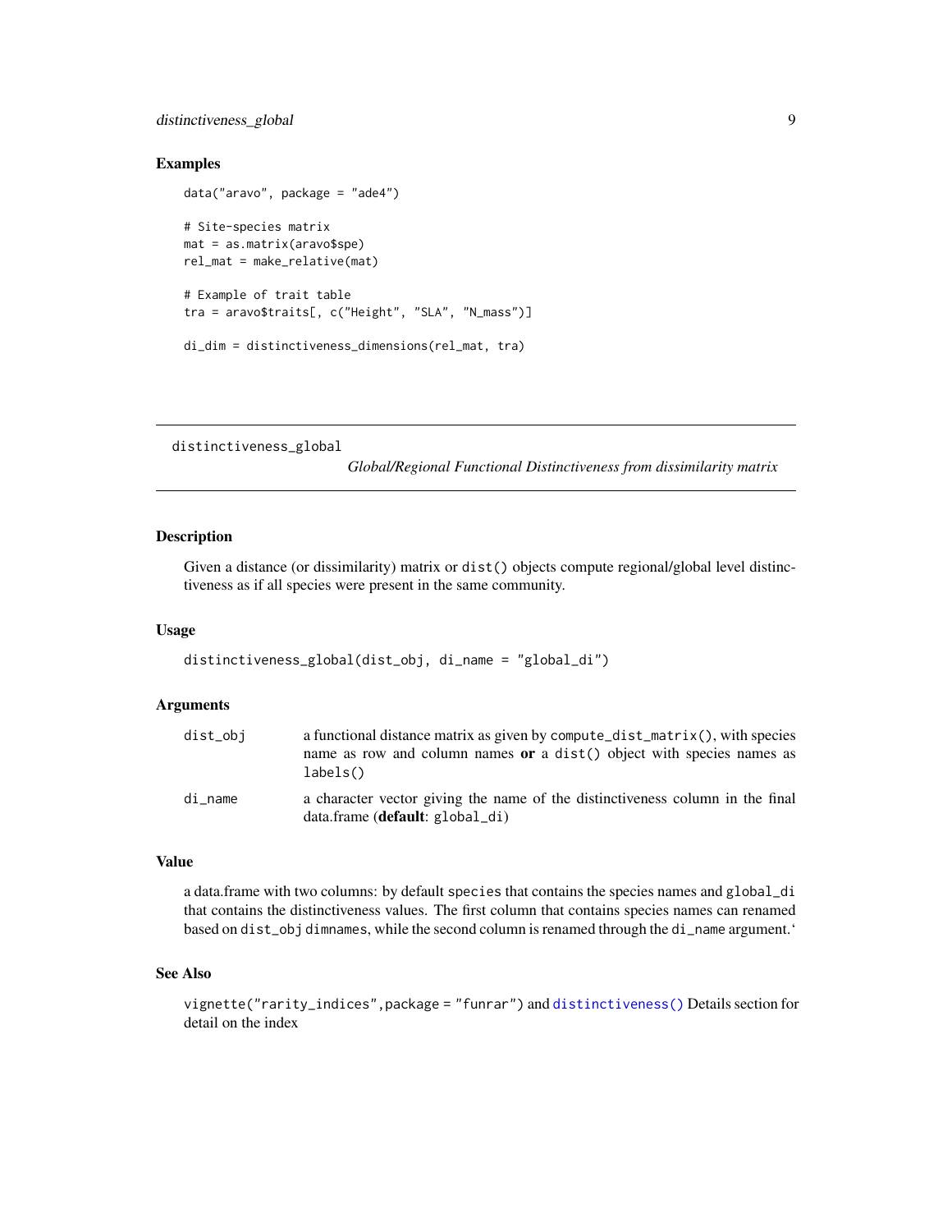### Examples

```
data("aravo", package = "ade4")

# Site-species matrix
mat = as.matrix(aravo$spe)
rel_mat = make_relative(mat)

# Example of trait table
tra = aravo$traits[, c("Height", "SLA", "N_mass")]

di_dim = distinctiveness_dimensions(rel_mat, tra)
```

---

## distinctiveness_global

*Global/Regional Functional Distinctiveness from dissimilarity matrix*

---

### Description

Given a distance (or dissimilarity) matrix or `dist()` objects compute regional/global level distinctiveness as if all species were present in the same community.

### Usage

```
distinctiveness_global(dist_obj, di_name = "global_di")
```

### Arguments

| | |
|---|---|
| `dist_obj` | a functional distance matrix as given by `compute_dist_matrix()`, with species name as row and column names **or** a `dist()` object with species names as `labels()` |
| `di_name` | a character vector giving the name of the distinctiveness column in the final data.frame (**default**: `global_di`) |

### Value

a data.frame with two columns: by default `species` that contains the species names and `global_di` that contains the distinctiveness values. The first column that contains species names can renamed based on `dist_obj` `dimnames`, while the second column is renamed through the `di_name` argument.‘

### See Also

`vignette("rarity_indices",package = "funrar")` and `distinctiveness()` Details section for detail on the index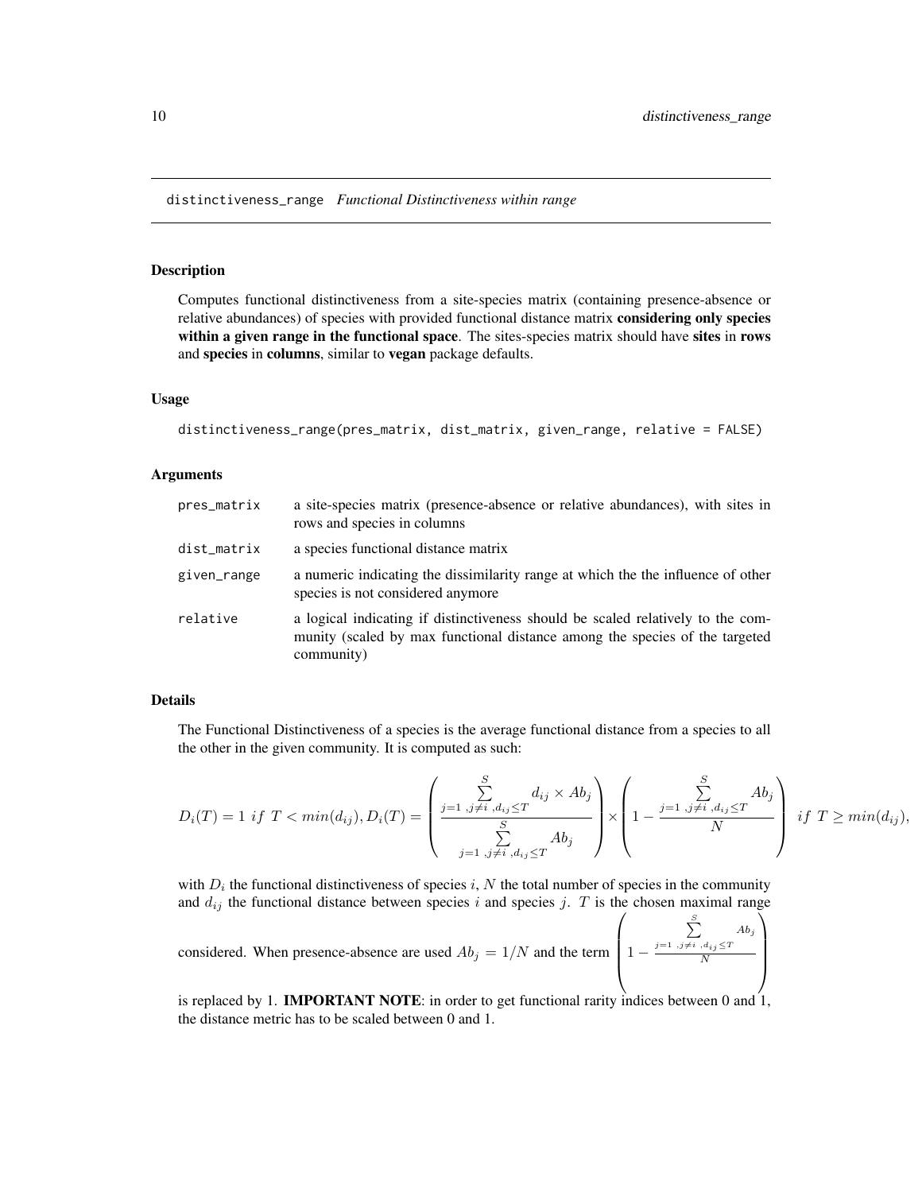distinctiveness_range *Functional Distinctiveness within range*

## Description

Computes functional distinctiveness from a site-species matrix (containing presence-absence or relative abundances) of species with provided functional distance matrix **considering only species within a given range in the functional space**. The sites-species matrix should have **sites** in **rows** and **species** in **columns**, similar to **vegan** package defaults.

## Usage

```
distinctiveness_range(pres_matrix, dist_matrix, given_range, relative = FALSE)
```

## Arguments

| | |
|---|---|
| pres_matrix | a site-species matrix (presence-absence or relative abundances), with sites in rows and species in columns |
| dist_matrix | a species functional distance matrix |
| given_range | a numeric indicating the dissimilarity range at which the the influence of other species is not considered anymore |
| relative | a logical indicating if distinctiveness should be scaled relatively to the community (scaled by max functional distance among the species of the targeted community) |

## Details

The Functional Distinctiveness of a species is the average functional distance from a species to all the other in the given community. It is computed as such:

$$D_i(T) = 1 \; if \; T < min(d_{ij}), D_i(T) = \left( \frac{\sum\limits_{j=1 \;, j \neq i \;, d_{ij} \leq T}^{S} d_{ij} \times Ab_j}{\sum\limits_{j=1 \;, j \neq i \;, d_{ij} \leq T}^{S} Ab_j} \right) \times \left( 1 - \frac{\sum\limits_{j=1 \;, j \neq i \;, d_{ij} \leq T}^{S} Ab_j}{N} \right) \; if \; T \geq min(d_{ij}),$$

with $D_i$ the functional distinctiveness of species $i$, $N$ the total number of species in the community and $d_{ij}$ the functional distance between species $i$ and species $j$. $T$ is the chosen maximal range considered. When presence-absence are used $Ab_j = 1/N$ and the term $\left( 1 - \frac{\sum\limits_{j=1 \;, j \neq i \;, d_{ij} \leq T}^{S} Ab_j}{N} \right)$ is replaced by 1. **IMPORTANT NOTE**: in order to get functional rarity indices between 0 and 1, the distance metric has to be scaled between 0 and 1.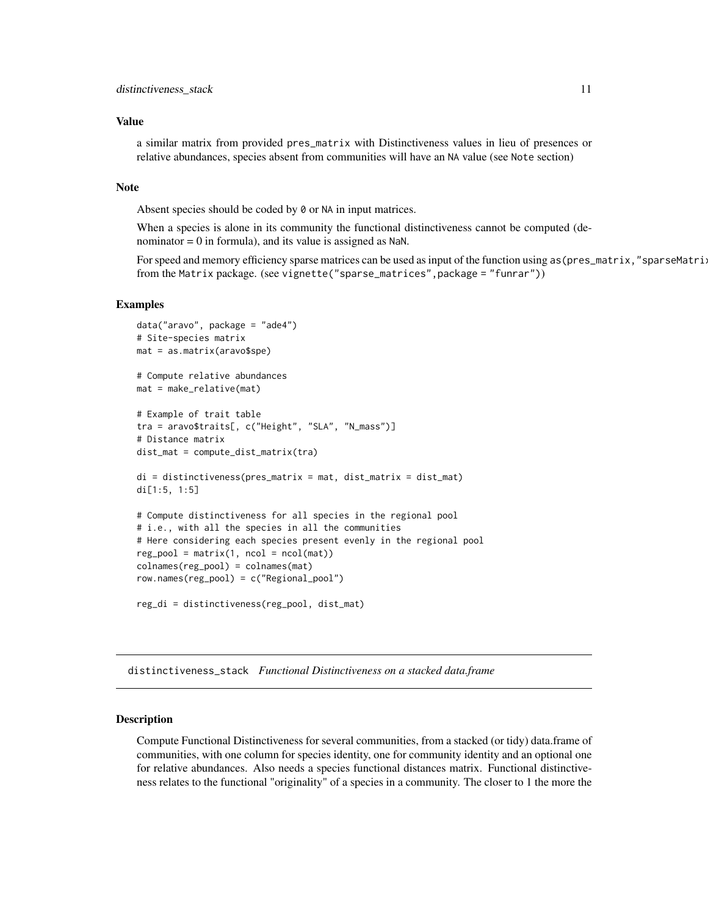### Value

a similar matrix from provided `pres_matrix` with Distinctiveness values in lieu of presences or relative abundances, species absent from communities will have an `NA` value (see `Note` section)

### Note

Absent species should be coded by `0` or `NA` in input matrices.

When a species is alone in its community the functional distinctiveness cannot be computed (denominator = 0 in formula), and its value is assigned as `NaN`.

For speed and memory efficiency sparse matrices can be used as input of the function using `as(pres_matrix,"sparseMatrix")` from the `Matrix` package. (see `vignette("sparse_matrices",package = "funrar")`)

### Examples

```
data("aravo", package = "ade4")
# Site-species matrix
mat = as.matrix(aravo$spe)

# Compute relative abundances
mat = make_relative(mat)

# Example of trait table
tra = aravo$traits[, c("Height", "SLA", "N_mass")]
# Distance matrix
dist_mat = compute_dist_matrix(tra)

di = distinctiveness(pres_matrix = mat, dist_matrix = dist_mat)
di[1:5, 1:5]

# Compute distinctiveness for all species in the regional pool
# i.e., with all the species in all the communities
# Here considering each species present evenly in the regional pool
reg_pool = matrix(1, ncol = ncol(mat))
colnames(reg_pool) = colnames(mat)
row.names(reg_pool) = c("Regional_pool")

reg_di = distinctiveness(reg_pool, dist_mat)
```

---

## distinctiveness_stack *Functional Distinctiveness on a stacked data.frame*

### Description

Compute Functional Distinctiveness for several communities, from a stacked (or tidy) data.frame of communities, with one column for species identity, one for community identity and an optional one for relative abundances. Also needs a species functional distances matrix. Functional distinctiveness relates to the functional "originality" of a species in a community. The closer to 1 the more the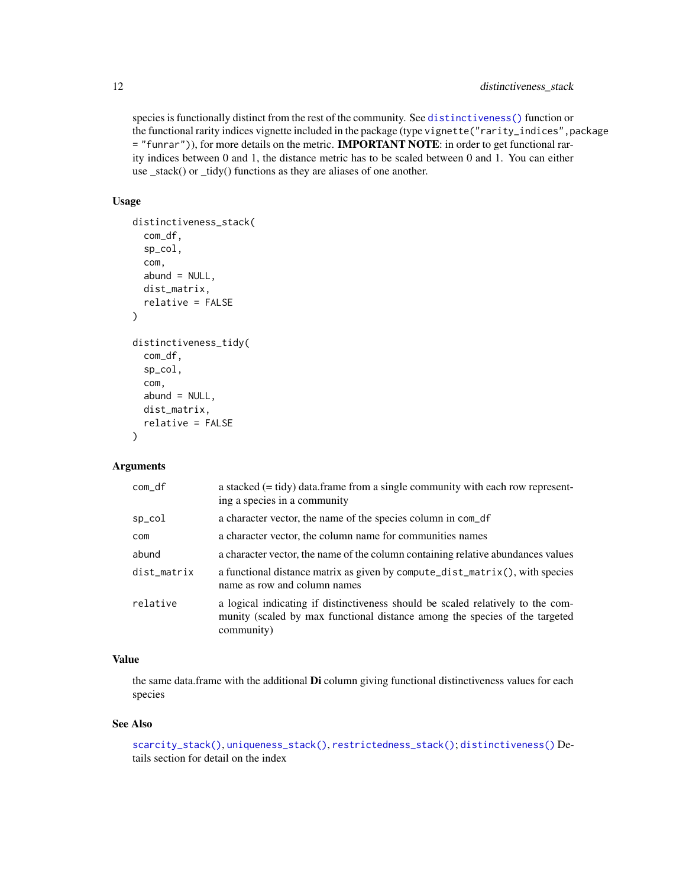species is functionally distinct from the rest of the community. See distinctiveness() function or the functional rarity indices vignette included in the package (type `vignette("rarity_indices",package = "funrar")`), for more details on the metric. **IMPORTANT NOTE**: in order to get functional rarity indices between 0 and 1, the distance metric has to be scaled between 0 and 1. You can either use _stack() or _tidy() functions as they are aliases of one another.

### Usage

```
distinctiveness_stack(
  com_df,
  sp_col,
  com,
  abund = NULL,
  dist_matrix,
  relative = FALSE
)

distinctiveness_tidy(
  com_df,
  sp_col,
  com,
  abund = NULL,
  dist_matrix,
  relative = FALSE
)
```

### Arguments

| | |
|---|---|
| `com_df` | a stacked (= tidy) data.frame from a single community with each row representing a species in a community |
| `sp_col` | a character vector, the name of the species column in `com_df` |
| `com` | a character vector, the column name for communities names |
| `abund` | a character vector, the name of the column containing relative abundances values |
| `dist_matrix` | a functional distance matrix as given by `compute_dist_matrix()`, with species name as row and column names |
| `relative` | a logical indicating if distinctiveness should be scaled relatively to the community (scaled by max functional distance among the species of the targeted community) |

### Value

the same data.frame with the additional **Di** column giving functional distinctiveness values for each species

### See Also

scarcity_stack(), uniqueness_stack(), restrictedness_stack(); distinctiveness() Details section for detail on the index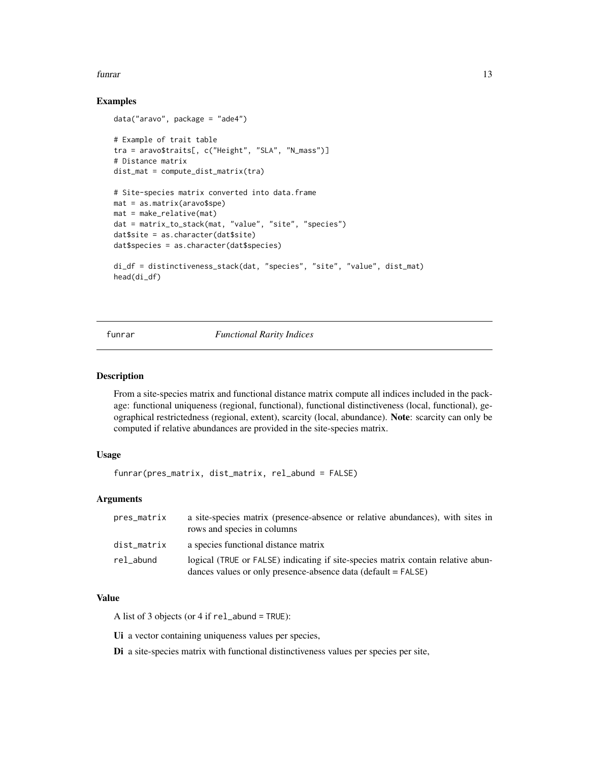### Examples

```
data("aravo", package = "ade4")

# Example of trait table
tra = aravo$traits[, c("Height", "SLA", "N_mass")]
# Distance matrix
dist_mat = compute_dist_matrix(tra)

# Site-species matrix converted into data.frame
mat = as.matrix(aravo$spe)
mat = make_relative(mat)
dat = matrix_to_stack(mat, "value", "site", "species")
dat$site = as.character(dat$site)
dat$species = as.character(dat$species)

di_df = distinctiveness_stack(dat, "species", "site", "value", dist_mat)
head(di_df)
```

---

## funrar — *Functional Rarity Indices*

---

### Description

From a site-species matrix and functional distance matrix compute all indices included in the package: functional uniqueness (regional, functional), functional distinctiveness (local, functional), geographical restrictedness (regional, extent), scarcity (local, abundance). **Note**: scarcity can only be computed if relative abundances are provided in the site-species matrix.

### Usage

```
funrar(pres_matrix, dist_matrix, rel_abund = FALSE)
```

### Arguments

| | |
|---|---|
| pres_matrix | a site-species matrix (presence-absence or relative abundances), with sites in rows and species in columns |
| dist_matrix | a species functional distance matrix |
| rel_abund | logical (TRUE or FALSE) indicating if site-species matrix contain relative abundances values or only presence-absence data (default = FALSE) |

### Value

A list of 3 objects (or 4 if rel_abund = TRUE):

**Ui** a vector containing uniqueness values per species,

**Di** a site-species matrix with functional distinctiveness values per species per site,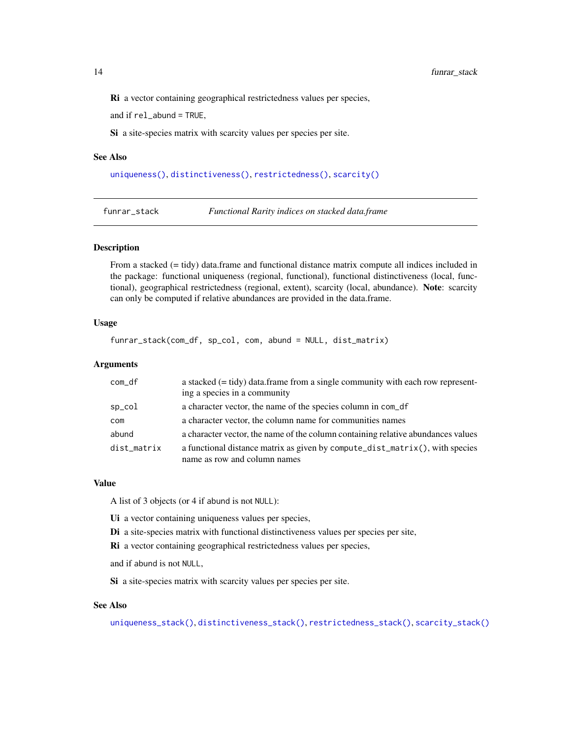**Ri** a vector containing geographical restrictedness values per species,

and if `rel_abund = TRUE`,

**Si** a site-species matrix with scarcity values per species per site.

### See Also

`uniqueness()`, `distinctiveness()`, `restrictedness()`, `scarcity()`

---

## funrar_stack — *Functional Rarity indices on stacked data.frame*

### Description

From a stacked (= tidy) data.frame and functional distance matrix compute all indices included in the package: functional uniqueness (regional, functional), functional distinctiveness (local, functional), geographical restrictedness (regional, extent), scarcity (local, abundance). **Note**: scarcity can only be computed if relative abundances are provided in the data.frame.

### Usage

```
funrar_stack(com_df, sp_col, com, abund = NULL, dist_matrix)
```

### Arguments

| | |
|---|---|
| `com_df` | a stacked (= tidy) data.frame from a single community with each row representing a species in a community |
| `sp_col` | a character vector, the name of the species column in `com_df` |
| `com` | a character vector, the column name for communities names |
| `abund` | a character vector, the name of the column containing relative abundances values |
| `dist_matrix` | a functional distance matrix as given by `compute_dist_matrix()`, with species name as row and column names |

### Value

A list of 3 objects (or 4 if `abund` is not `NULL`):

**Ui** a vector containing uniqueness values per species,

**Di** a site-species matrix with functional distinctiveness values per species per site,

**Ri** a vector containing geographical restrictedness values per species,

and if `abund` is not `NULL`,

**Si** a site-species matrix with scarcity values per species per site.

### See Also

`uniqueness_stack()`, `distinctiveness_stack()`, `restrictedness_stack()`, `scarcity_stack()`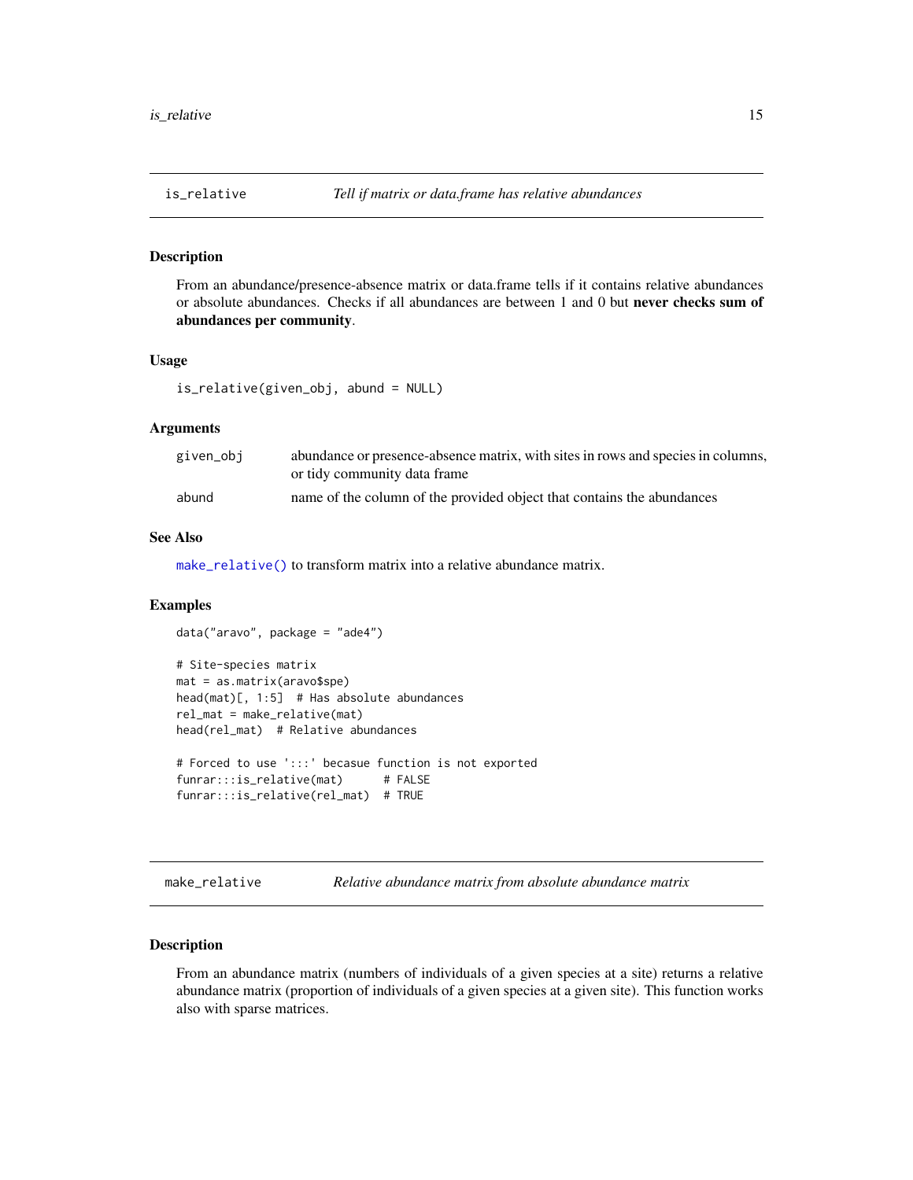## is_relative — *Tell if matrix or data.frame has relative abundances*

### Description

From an abundance/presence-absence matrix or data.frame tells if it contains relative abundances or absolute abundances. Checks if all abundances are between 1 and 0 but **never checks sum of abundances per community**.

### Usage

```
is_relative(given_obj, abund = NULL)
```

### Arguments

| | |
|---|---|
| given_obj | abundance or presence-absence matrix, with sites in rows and species in columns, or tidy community data frame |
| abund | name of the column of the provided object that contains the abundances |

### See Also

make_relative() to transform matrix into a relative abundance matrix.

### Examples

```
data("aravo", package = "ade4")

# Site-species matrix
mat = as.matrix(aravo$spe)
head(mat)[, 1:5]  # Has absolute abundances
rel_mat = make_relative(mat)
head(rel_mat)  # Relative abundances

# Forced to use ':::' becasue function is not exported
funrar:::is_relative(mat)      # FALSE
funrar:::is_relative(rel_mat)  # TRUE
```

## make_relative — *Relative abundance matrix from absolute abundance matrix*

### Description

From an abundance matrix (numbers of individuals of a given species at a site) returns a relative abundance matrix (proportion of individuals of a given species at a given site). This function works also with sparse matrices.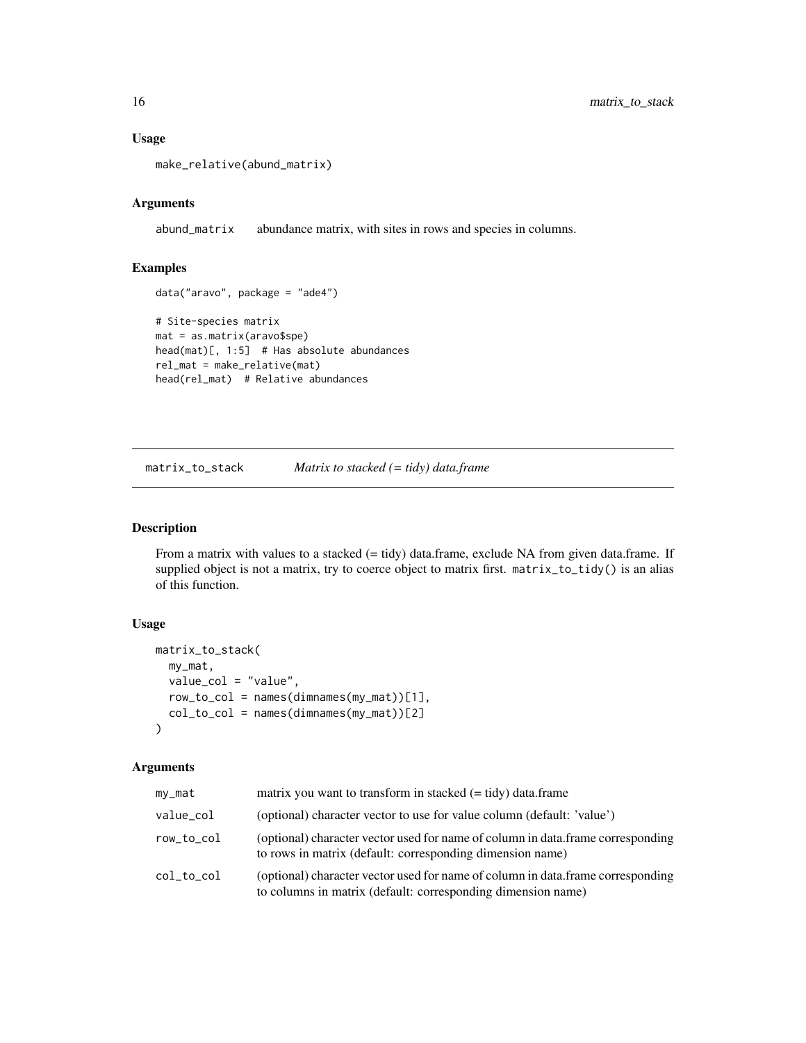### Usage

```
make_relative(abund_matrix)
```

### Arguments

| | |
|---|---|
| abund_matrix | abundance matrix, with sites in rows and species in columns. |

### Examples

```
data("aravo", package = "ade4")

# Site-species matrix
mat = as.matrix(aravo$spe)
head(mat)[, 1:5]  # Has absolute abundances
rel_mat = make_relative(mat)
head(rel_mat)  # Relative abundances
```

---

## matrix_to_stack — *Matrix to stacked (= tidy) data.frame*

---

### Description

From a matrix with values to a stacked (= tidy) data.frame, exclude NA from given data.frame. If supplied object is not a matrix, try to coerce object to matrix first. `matrix_to_tidy()` is an alias of this function.

### Usage

```
matrix_to_stack(
  my_mat,
  value_col = "value",
  row_to_col = names(dimnames(my_mat))[1],
  col_to_col = names(dimnames(my_mat))[2]
)
```

### Arguments

| | |
|---|---|
| my_mat | matrix you want to transform in stacked (= tidy) data.frame |
| value_col | (optional) character vector to use for value column (default: 'value') |
| row_to_col | (optional) character vector used for name of column in data.frame corresponding to rows in matrix (default: corresponding dimension name) |
| col_to_col | (optional) character vector used for name of column in data.frame corresponding to columns in matrix (default: corresponding dimension name) |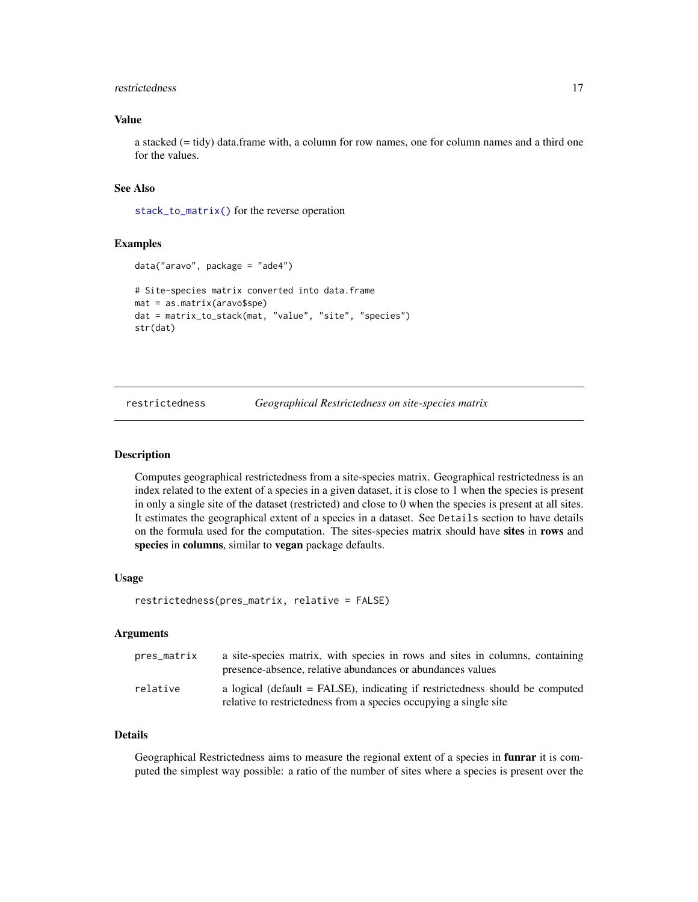## Value

a stacked (= tidy) data.frame with, a column for row names, one for column names and a third one for the values.

## See Also

`stack_to_matrix()` for the reverse operation

## Examples

```
data("aravo", package = "ade4")

# Site-species matrix converted into data.frame
mat = as.matrix(aravo$spe)
dat = matrix_to_stack(mat, "value", "site", "species")
str(dat)
```

---

# restrictedness — *Geographical Restrictedness on site-species matrix*

---

## Description

Computes geographical restrictedness from a site-species matrix. Geographical restrictedness is an index related to the extent of a species in a given dataset, it is close to 1 when the species is present in only a single site of the dataset (restricted) and close to 0 when the species is present at all sites. It estimates the geographical extent of a species in a dataset. See `Details` section to have details on the formula used for the computation. The sites-species matrix should have **sites** in **rows** and **species** in **columns**, similar to **vegan** package defaults.

## Usage

```
restrictedness(pres_matrix, relative = FALSE)
```

## Arguments

| | |
|---|---|
| `pres_matrix` | a site-species matrix, with species in rows and sites in columns, containing presence-absence, relative abundances or abundances values |
| `relative` | a logical (default = FALSE), indicating if restrictedness should be computed relative to restrictedness from a species occupying a single site |

## Details

Geographical Restrictedness aims to measure the regional extent of a species in **funrar** it is computed the simplest way possible: a ratio of the number of sites where a species is present over the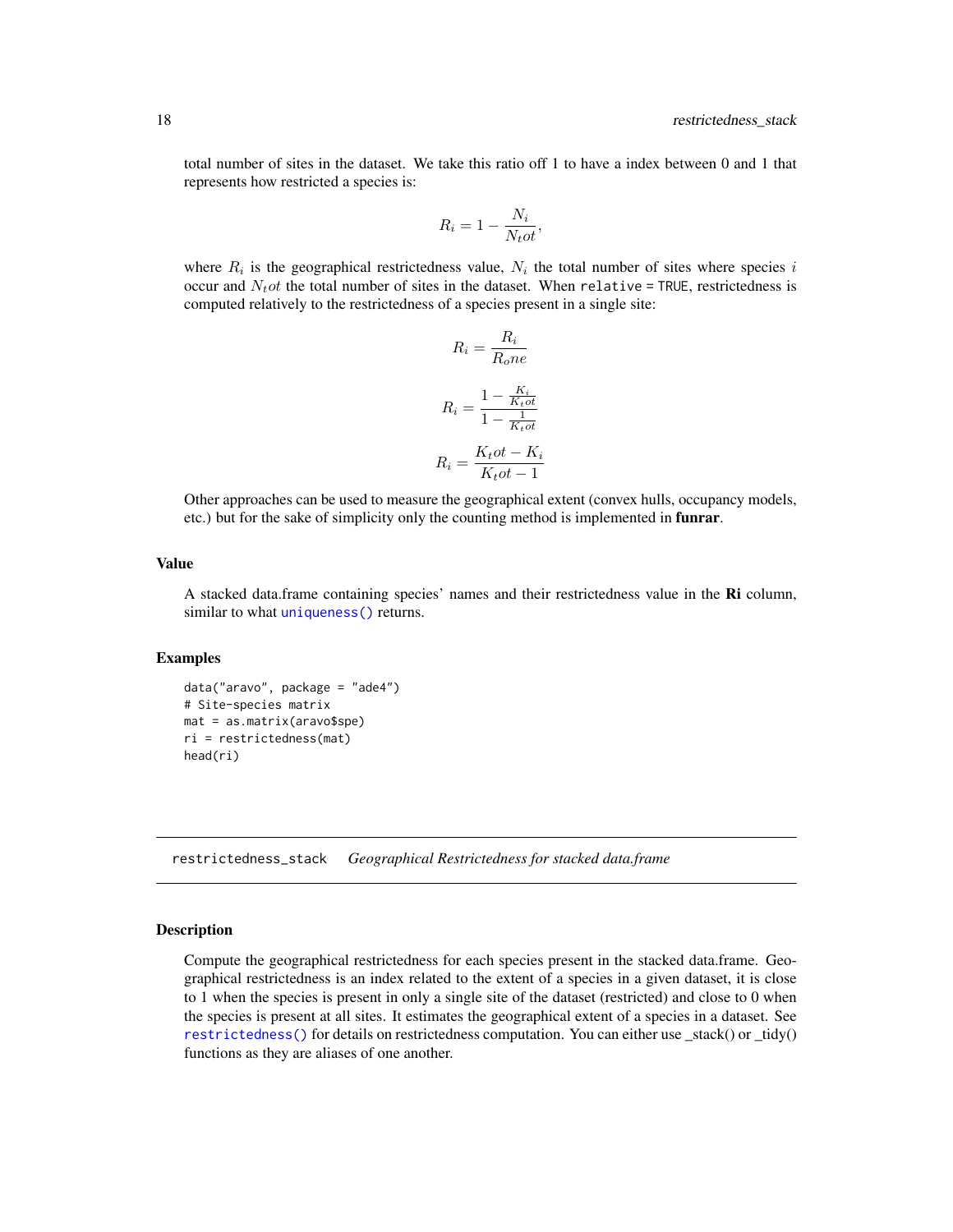total number of sites in the dataset. We take this ratio off 1 to have a index between 0 and 1 that represents how restricted a species is:

$$R_i = 1 - \frac{N_i}{N_tot},$$

where $R_i$ is the geographical restrictedness value, $N_i$ the total number of sites where species $i$ occur and $N_tot$ the total number of sites in the dataset. When `relative = TRUE`, restrictedness is computed relatively to the restrictedness of a species present in a single site:

$$R_i = \frac{R_i}{R_one}$$

$$R_i = \frac{1 - \frac{K_i}{K_tot}}{1 - \frac{1}{K_tot}}$$

$$R_i = \frac{K_tot - K_i}{K_tot - 1}$$

Other approaches can be used to measure the geographical extent (convex hulls, occupancy models, etc.) but for the sake of simplicity only the counting method is implemented in **funrar**.

## Value

A stacked data.frame containing species' names and their restrictedness value in the **Ri** column, similar to what `uniqueness()` returns.

## Examples

```
data("aravo", package = "ade4")
# Site-species matrix
mat = as.matrix(aravo$spe)
ri = restrictedness(mat)
head(ri)
```

---

# restrictedness_stack *Geographical Restrictedness for stacked data.frame*

## Description

Compute the geographical restrictedness for each species present in the stacked data.frame. Geographical restrictedness is an index related to the extent of a species in a given dataset, it is close to 1 when the species is present in only a single site of the dataset (restricted) and close to 0 when the species is present at all sites. It estimates the geographical extent of a species in a dataset. See `restrictedness()` for details on restrictedness computation. You can either use _stack() or _tidy() functions as they are aliases of one another.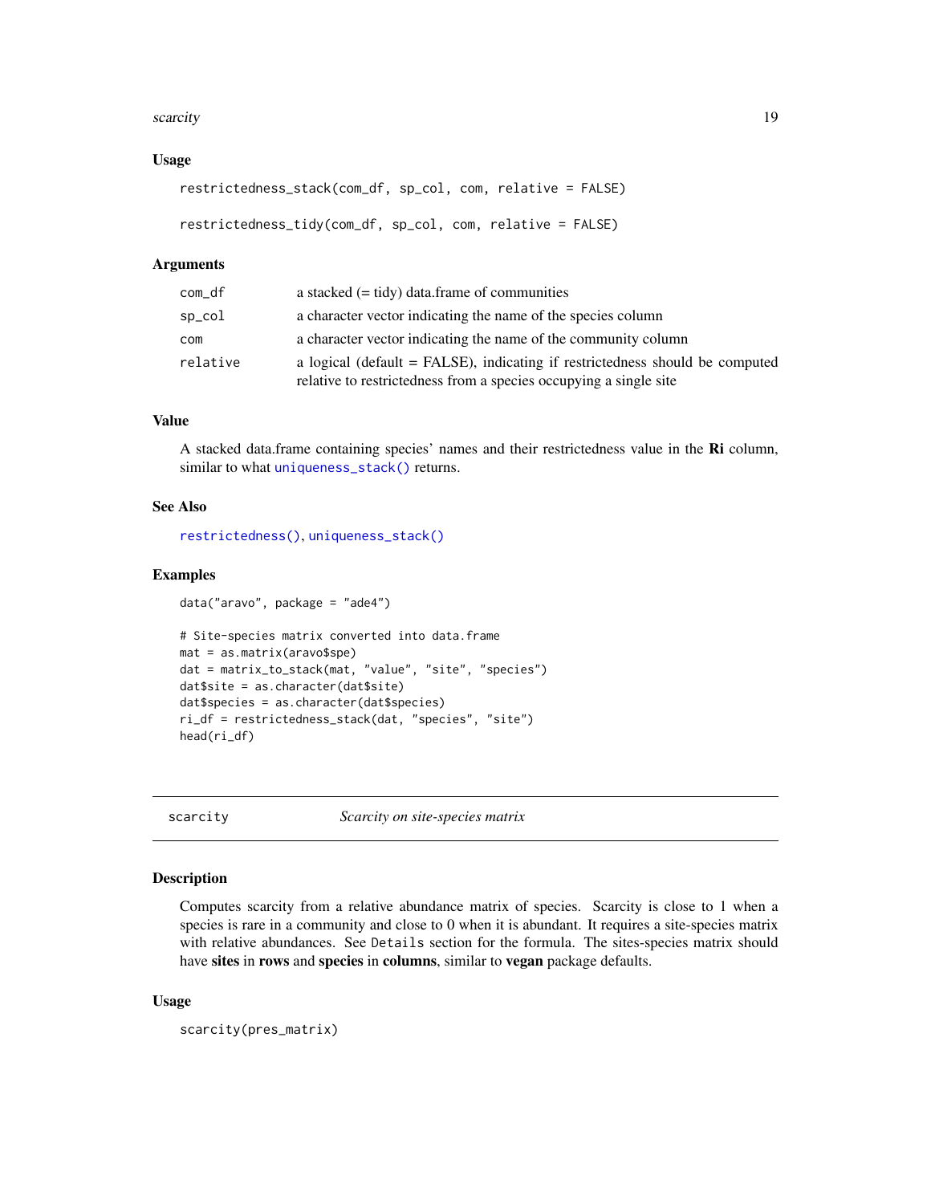### Usage

```
restrictedness_stack(com_df, sp_col, com, relative = FALSE)

restrictedness_tidy(com_df, sp_col, com, relative = FALSE)
```

### Arguments

| | |
|---|---|
| com_df | a stacked (= tidy) data.frame of communities |
| sp_col | a character vector indicating the name of the species column |
| com | a character vector indicating the name of the community column |
| relative | a logical (default = FALSE), indicating if restrictedness should be computed relative to restrictedness from a species occupying a single site |

### Value

A stacked data.frame containing species' names and their restrictedness value in the **Ri** column, similar to what `uniqueness_stack()` returns.

### See Also

`restrictedness()`, `uniqueness_stack()`

### Examples

```
data("aravo", package = "ade4")

# Site-species matrix converted into data.frame
mat = as.matrix(aravo$spe)
dat = matrix_to_stack(mat, "value", "site", "species")
dat$site = as.character(dat$site)
dat$species = as.character(dat$species)
ri_df = restrictedness_stack(dat, "species", "site")
head(ri_df)
```

---

## scarcity — *Scarcity on site-species matrix*

---

### Description

Computes scarcity from a relative abundance matrix of species. Scarcity is close to 1 when a species is rare in a community and close to 0 when it is abundant. It requires a site-species matrix with relative abundances. See `Details` section for the formula. The sites-species matrix should have **sites** in **rows** and **species** in **columns**, similar to **vegan** package defaults.

### Usage

```
scarcity(pres_matrix)
```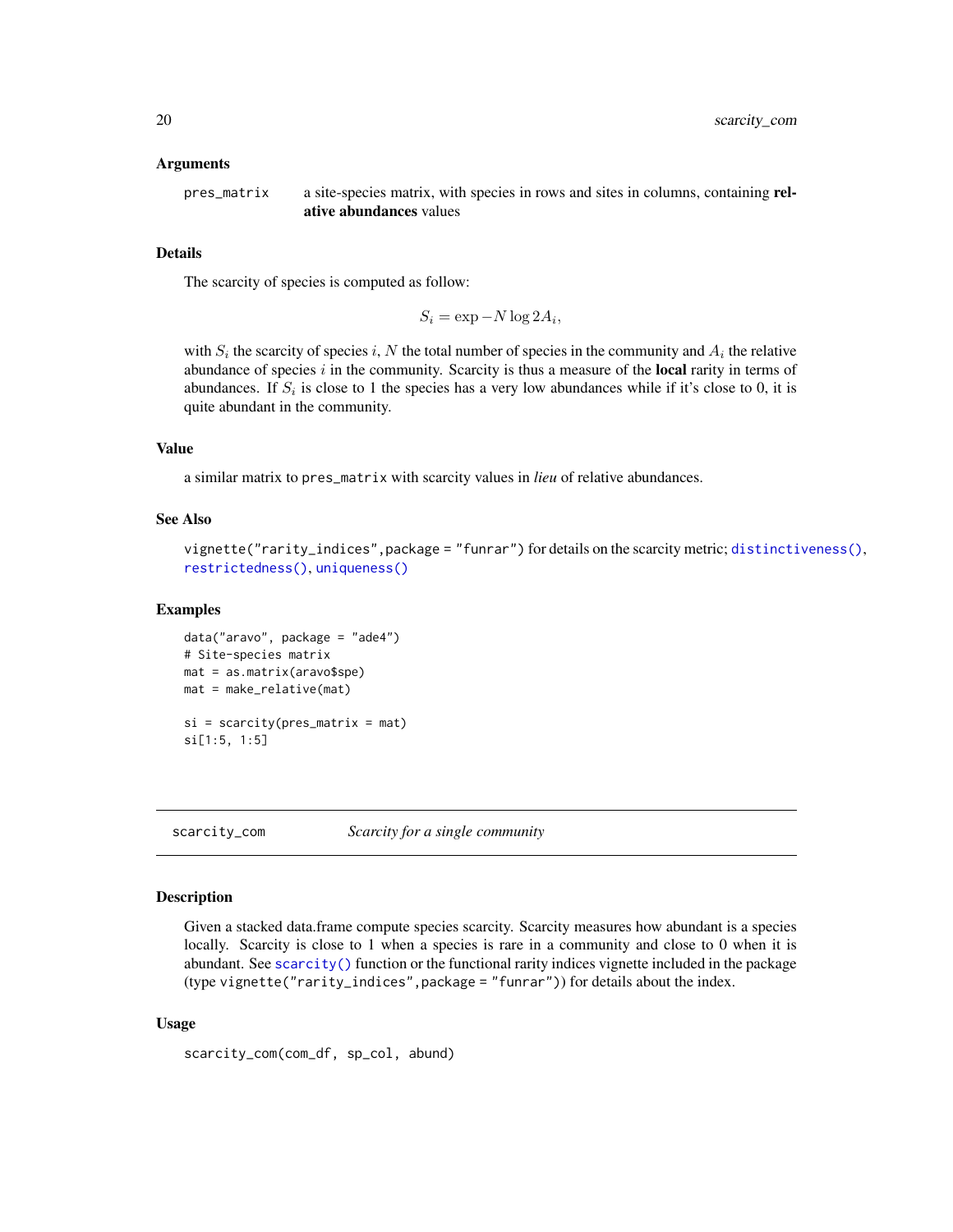### Arguments

`pres_matrix` a site-species matrix, with species in rows and sites in columns, containing **relative abundances** values

### Details

The scarcity of species is computed as follow:

$$S_i = \exp -N \log 2A_i,$$

with $S_i$ the scarcity of species $i$, $N$ the total number of species in the community and $A_i$ the relative abundance of species $i$ in the community. Scarcity is thus a measure of the **local** rarity in terms of abundances. If $S_i$ is close to 1 the species has a very low abundances while if it's close to 0, it is quite abundant in the community.

### Value

a similar matrix to `pres_matrix` with scarcity values in *lieu* of relative abundances.

### See Also

`vignette("rarity_indices",package = "funrar")` for details on the scarcity metric; `distinctiveness()`, `restrictedness()`, `uniqueness()`

### Examples

```
data("aravo", package = "ade4")
# Site-species matrix
mat = as.matrix(aravo$spe)
mat = make_relative(mat)

si = scarcity(pres_matrix = mat)
si[1:5, 1:5]
```

---

## scarcity_com *Scarcity for a single community*

### Description

Given a stacked data.frame compute species scarcity. Scarcity measures how abundant is a species locally. Scarcity is close to 1 when a species is rare in a community and close to 0 when it is abundant. See `scarcity()` function or the functional rarity indices vignette included in the package (type `vignette("rarity_indices",package = "funrar")`) for details about the index.

### Usage

```
scarcity_com(com_df, sp_col, abund)
```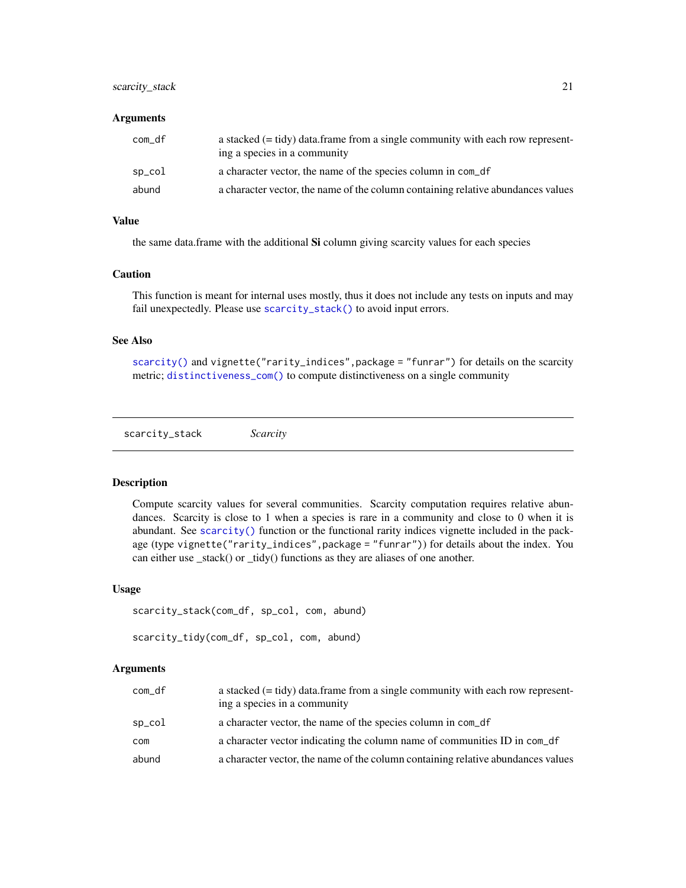### Arguments

| | |
|---|---|
| com_df | a stacked (= tidy) data.frame from a single community with each row representing a species in a community |
| sp_col | a character vector, the name of the species column in com_df |
| abund | a character vector, the name of the column containing relative abundances values |

### Value

the same data.frame with the additional **Si** column giving scarcity values for each species

### Caution

This function is meant for internal uses mostly, thus it does not include any tests on inputs and may fail unexpectedly. Please use scarcity_stack() to avoid input errors.

### See Also

scarcity() and vignette("rarity_indices",package = "funrar") for details on the scarcity metric; distinctiveness_com() to compute distinctiveness on a single community

---

## scarcity_stack *Scarcity*

### Description

Compute scarcity values for several communities. Scarcity computation requires relative abundances. Scarcity is close to 1 when a species is rare in a community and close to 0 when it is abundant. See scarcity() function or the functional rarity indices vignette included in the package (type vignette("rarity_indices",package = "funrar")) for details about the index. You can either use _stack() or _tidy() functions as they are aliases of one another.

### Usage

```
scarcity_stack(com_df, sp_col, com, abund)

scarcity_tidy(com_df, sp_col, com, abund)
```

### Arguments

| | |
|---|---|
| com_df | a stacked (= tidy) data.frame from a single community with each row representing a species in a community |
| sp_col | a character vector, the name of the species column in com_df |
| com | a character vector indicating the column name of communities ID in com_df |
| abund | a character vector, the name of the column containing relative abundances values |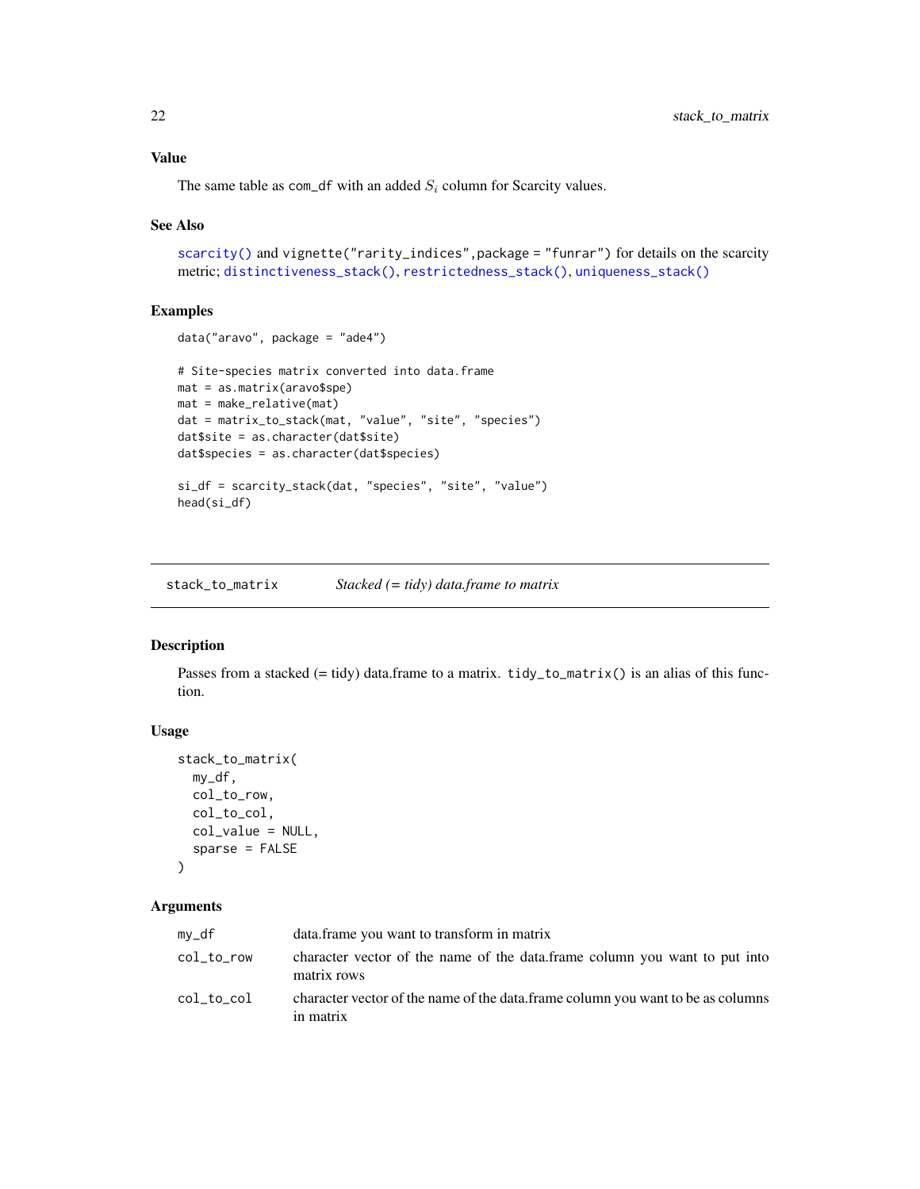### Value

The same table as `com_df` with an added $S_i$ column for Scarcity values.

### See Also

`scarcity()` and `vignette("rarity_indices",package = "funrar")` for details on the scarcity metric; `distinctiveness_stack()`, `restrictedness_stack()`, `uniqueness_stack()`

### Examples

```
data("aravo", package = "ade4")

# Site-species matrix converted into data.frame
mat = as.matrix(aravo$spe)
mat = make_relative(mat)
dat = matrix_to_stack(mat, "value", "site", "species")
dat$site = as.character(dat$site)
dat$species = as.character(dat$species)

si_df = scarcity_stack(dat, "species", "site", "value")
head(si_df)
```

---

## stack_to_matrix — *Stacked (= tidy) data.frame to matrix*

### Description

Passes from a stacked (= tidy) data.frame to a matrix. `tidy_to_matrix()` is an alias of this function.

### Usage

```
stack_to_matrix(
  my_df,
  col_to_row,
  col_to_col,
  col_value = NULL,
  sparse = FALSE
)
```

### Arguments

| | |
|---|---|
| `my_df` | data.frame you want to transform in matrix |
| `col_to_row` | character vector of the name of the data.frame column you want to put into matrix rows |
| `col_to_col` | character vector of the name of the data.frame column you want to be as columns in matrix |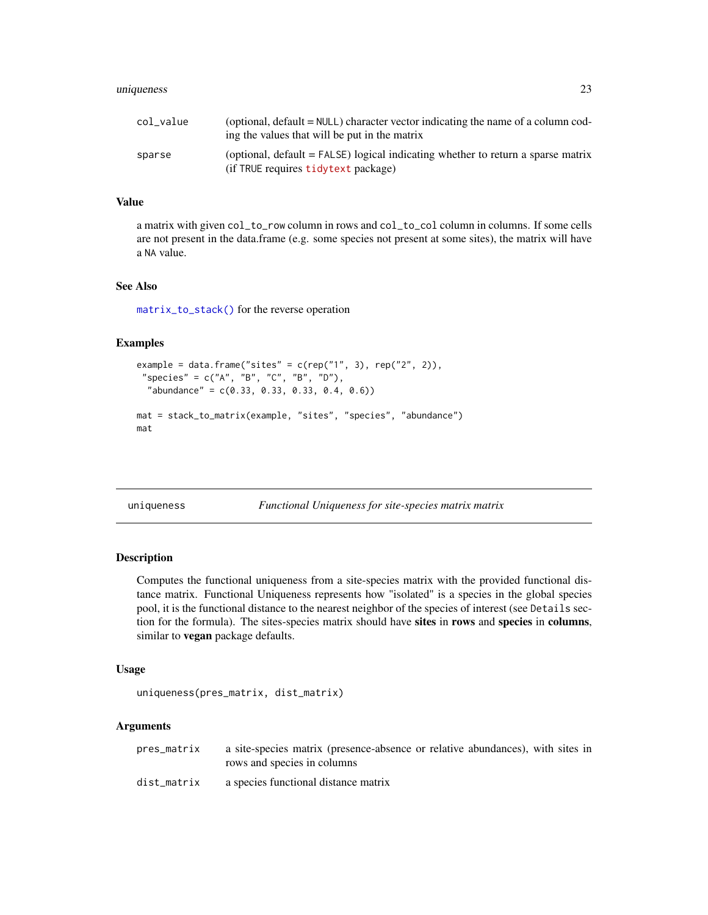| | |
|---|---|
| col_value | (optional, default = NULL) character vector indicating the name of a column coding the values that will be put in the matrix |
| sparse | (optional, default = FALSE) logical indicating whether to return a sparse matrix (if TRUE requires tidytext package) |

### Value

a matrix with given col_to_row column in rows and col_to_col column in columns. If some cells are not present in the data.frame (e.g. some species not present at some sites), the matrix will have a NA value.

### See Also

matrix_to_stack() for the reverse operation

### Examples

```
example = data.frame("sites" = c(rep("1", 3), rep("2", 2)),
 "species" = c("A", "B", "C", "B", "D"),
  "abundance" = c(0.33, 0.33, 0.33, 0.4, 0.6))

mat = stack_to_matrix(example, "sites", "species", "abundance")
mat
```

---

## uniqueness — *Functional Uniqueness for site-species matrix matrix*

### Description

Computes the functional uniqueness from a site-species matrix with the provided functional distance matrix. Functional Uniqueness represents how "isolated" is a species in the global species pool, it is the functional distance to the nearest neighbor of the species of interest (see Details section for the formula). The sites-species matrix should have **sites** in **rows** and **species** in **columns**, similar to **vegan** package defaults.

### Usage

```
uniqueness(pres_matrix, dist_matrix)
```

### Arguments

| | |
|---|---|
| pres_matrix | a site-species matrix (presence-absence or relative abundances), with sites in rows and species in columns |
| dist_matrix | a species functional distance matrix |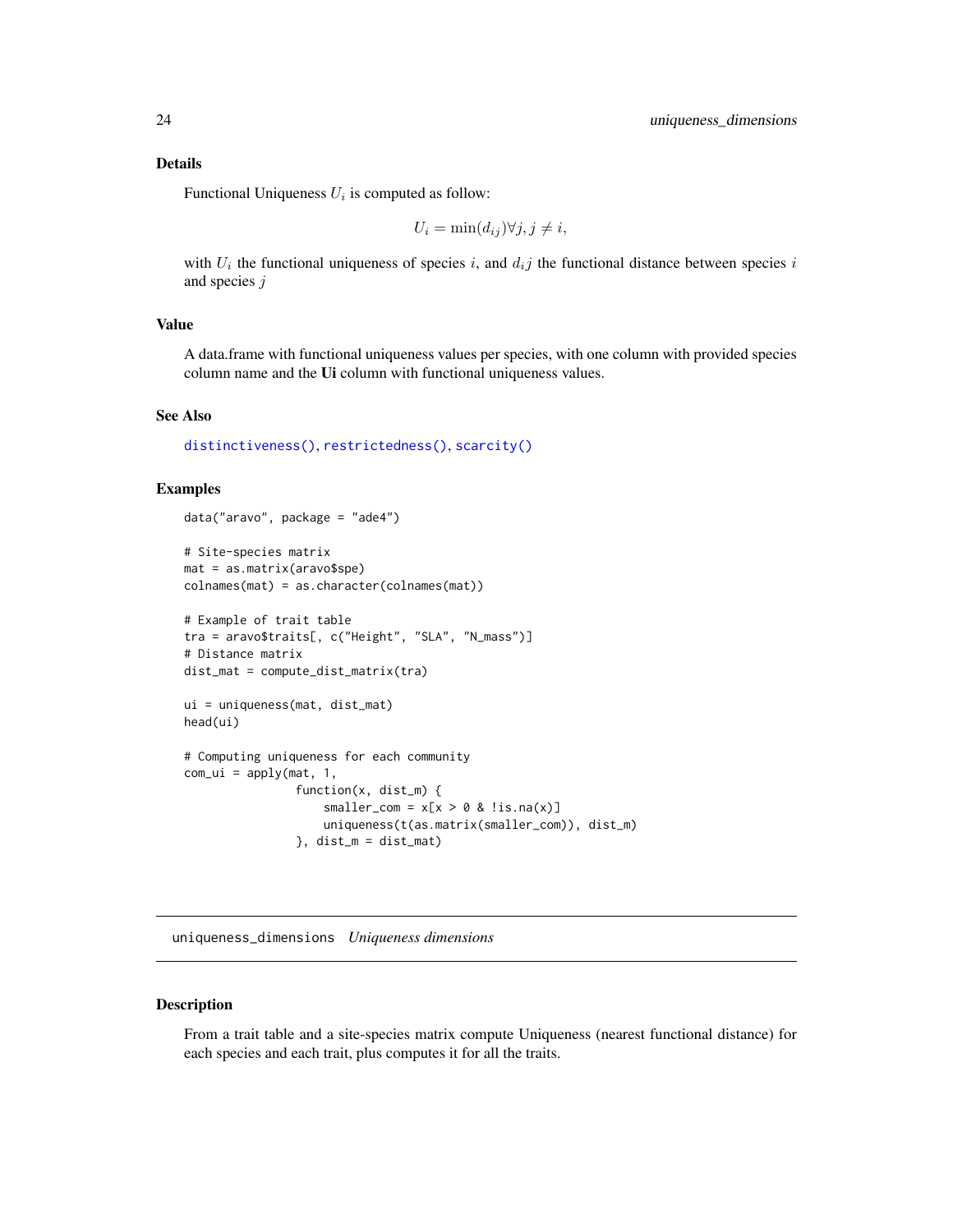### Details

Functional Uniqueness $U_i$ is computed as follow:

$$U_i = \min(d_{ij}) \forall j, j \neq i,$$

with $U_i$ the functional uniqueness of species $i$, and $d_i j$ the functional distance between species $i$ and species $j$

### Value

A data.frame with functional uniqueness values per species, with one column with provided species column name and the **Ui** column with functional uniqueness values.

### See Also

distinctiveness(), restrictedness(), scarcity()

### Examples

```
data("aravo", package = "ade4")

# Site-species matrix
mat = as.matrix(aravo$spe)
colnames(mat) = as.character(colnames(mat))

# Example of trait table
tra = aravo$traits[, c("Height", "SLA", "N_mass")]
# Distance matrix
dist_mat = compute_dist_matrix(tra)

ui = uniqueness(mat, dist_mat)
head(ui)

# Computing uniqueness for each community
com_ui = apply(mat, 1,
               function(x, dist_m) {
                   smaller_com = x[x > 0 & !is.na(x)]
                   uniqueness(t(as.matrix(smaller_com)), dist_m)
               }, dist_m = dist_mat)
```

---

## uniqueness_dimensions *Uniqueness dimensions*

### Description

From a trait table and a site-species matrix compute Uniqueness (nearest functional distance) for each species and each trait, plus computes it for all the traits.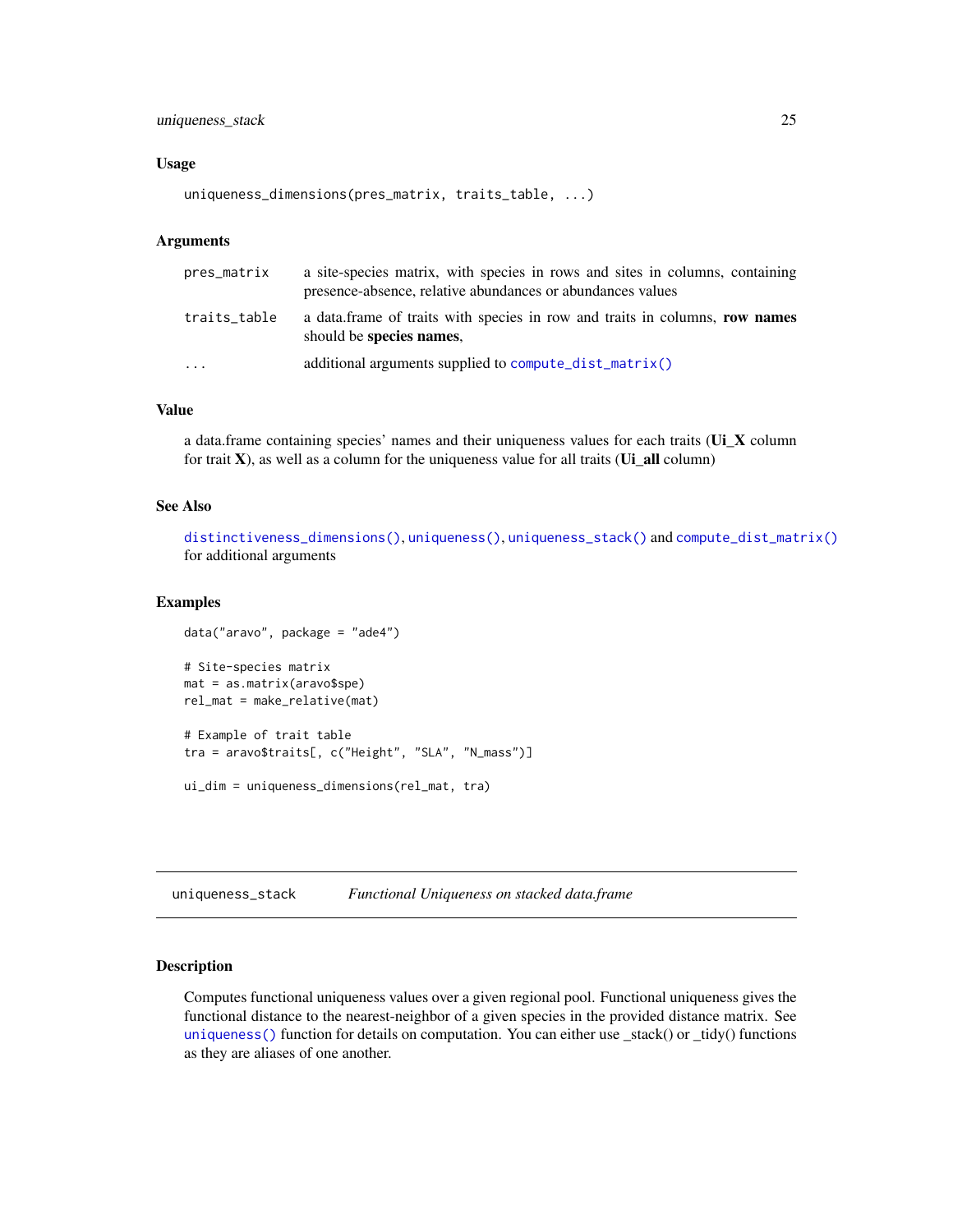## Usage

```
uniqueness_dimensions(pres_matrix, traits_table, ...)
```

## Arguments

| | |
|---|---|
| `pres_matrix` | a site-species matrix, with species in rows and sites in columns, containing presence-absence, relative abundances or abundances values |
| `traits_table` | a data.frame of traits with species in row and traits in columns, **row names** should be **species names**, |
| `...` | additional arguments supplied to `compute_dist_matrix()` |

## Value

a data.frame containing species' names and their uniqueness values for each traits (**Ui_X** column for trait **X**), as well as a column for the uniqueness value for all traits (**Ui_all** column)

## See Also

`distinctiveness_dimensions()`, `uniqueness()`, `uniqueness_stack()` and `compute_dist_matrix()` for additional arguments

## Examples

```
data("aravo", package = "ade4")

# Site-species matrix
mat = as.matrix(aravo$spe)
rel_mat = make_relative(mat)

# Example of trait table
tra = aravo$traits[, c("Height", "SLA", "N_mass")]

ui_dim = uniqueness_dimensions(rel_mat, tra)
```

---

# uniqueness_stack    *Functional Uniqueness on stacked data.frame*

## Description

Computes functional uniqueness values over a given regional pool. Functional uniqueness gives the functional distance to the nearest-neighbor of a given species in the provided distance matrix. See `uniqueness()` function for details on computation. You can either use _stack() or _tidy() functions as they are aliases of one another.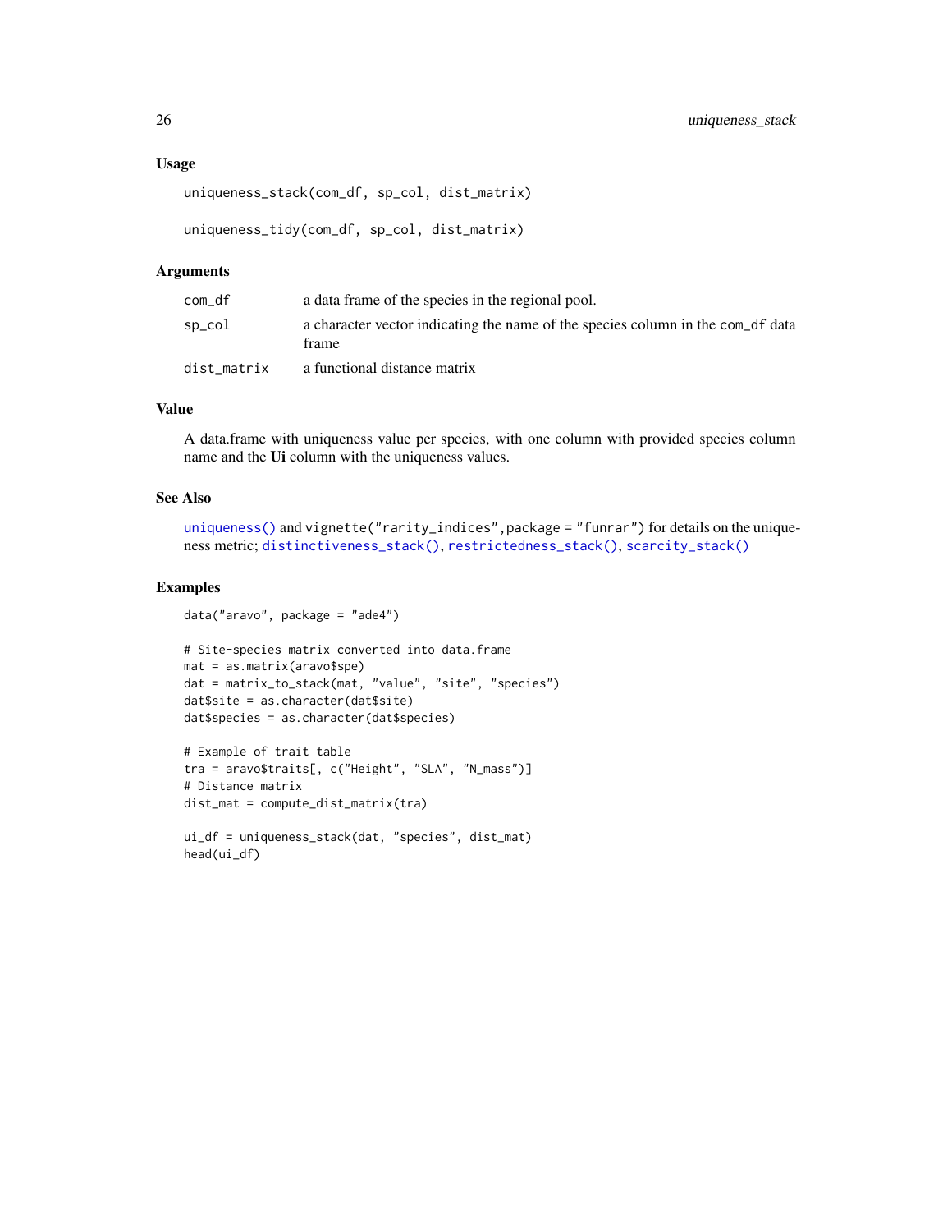### Usage

```
uniqueness_stack(com_df, sp_col, dist_matrix)

uniqueness_tidy(com_df, sp_col, dist_matrix)
```

### Arguments

| | |
|---|---|
| com_df | a data frame of the species in the regional pool. |
| sp_col | a character vector indicating the name of the species column in the com_df data frame |
| dist_matrix | a functional distance matrix |

### Value

A data.frame with uniqueness value per species, with one column with provided species column name and the **Ui** column with the uniqueness values.

### See Also

uniqueness() and vignette("rarity_indices",package = "funrar") for details on the uniqueness metric; distinctiveness_stack(), restrictedness_stack(), scarcity_stack()

### Examples

```
data("aravo", package = "ade4")

# Site-species matrix converted into data.frame
mat = as.matrix(aravo$spe)
dat = matrix_to_stack(mat, "value", "site", "species")
dat$site = as.character(dat$site)
dat$species = as.character(dat$species)

# Example of trait table
tra = aravo$traits[, c("Height", "SLA", "N_mass")]
# Distance matrix
dist_mat = compute_dist_matrix(tra)

ui_df = uniqueness_stack(dat, "species", dist_mat)
head(ui_df)
```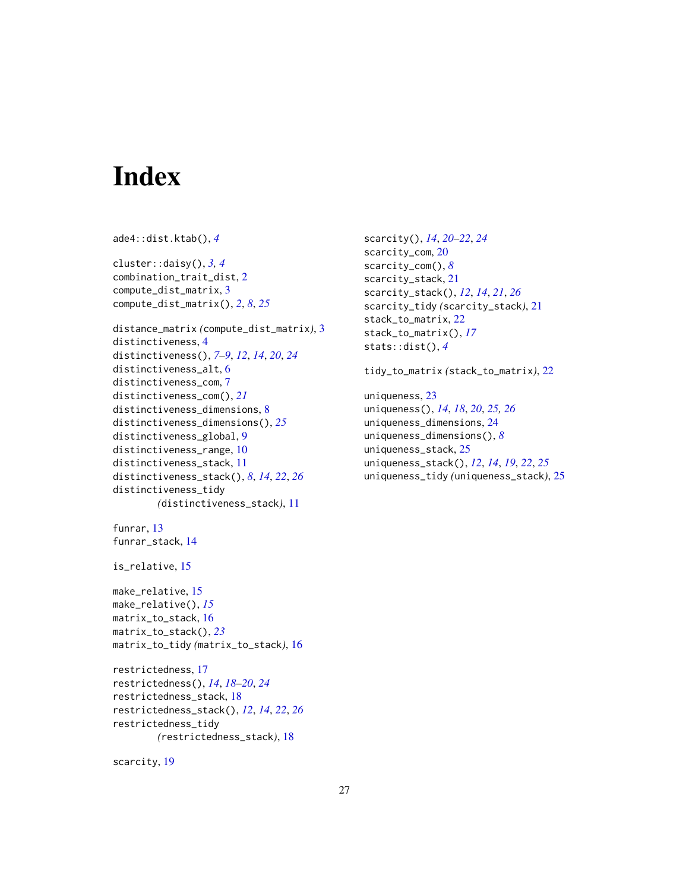# Index

ade4::dist.ktab(), *4*

cluster::daisy(), *3, 4*
combination_trait_dist, 2
compute_dist_matrix, 3
compute_dist_matrix(), *2*, *8*, *25*

distance_matrix *(*compute_dist_matrix*)*, 3
distinctiveness, 4
distinctiveness(), *7–9*, *12*, *14*, *20*, *24*
distinctiveness_alt, 6
distinctiveness_com, 7
distinctiveness_com(), *21*
distinctiveness_dimensions, 8
distinctiveness_dimensions(), *25*
distinctiveness_global, 9
distinctiveness_range, 10
distinctiveness_stack, 11
distinctiveness_stack(), *8*, *14*, *22*, *26*
distinctiveness_tidy
        *(*distinctiveness_stack*)*, 11

funrar, 13
funrar_stack, 14

is_relative, 15

make_relative, 15
make_relative(), *15*
matrix_to_stack, 16
matrix_to_stack(), *23*
matrix_to_tidy *(*matrix_to_stack*)*, 16

restrictedness, 17
restrictedness(), *14*, *18–20*, *24*
restrictedness_stack, 18
restrictedness_stack(), *12*, *14*, *22*, *26*
restrictedness_tidy
        *(*restrictedness_stack*)*, 18

scarcity, 19
scarcity(), *14*, *20–22*, *24*
scarcity_com, 20
scarcity_com(), *8*
scarcity_stack, 21
scarcity_stack(), *12*, *14*, *21*, *26*
scarcity_tidy *(*scarcity_stack*)*, 21
stack_to_matrix, 22
stack_to_matrix(), *17*
stats::dist(), *4*

tidy_to_matrix *(*stack_to_matrix*)*, 22

uniqueness, 23
uniqueness(), *14*, *18*, *20*, *25, 26*
uniqueness_dimensions, 24
uniqueness_dimensions(), *8*
uniqueness_stack, 25
uniqueness_stack(), *12*, *14*, *19*, *22*, *25*
uniqueness_tidy *(*uniqueness_stack*)*, 25